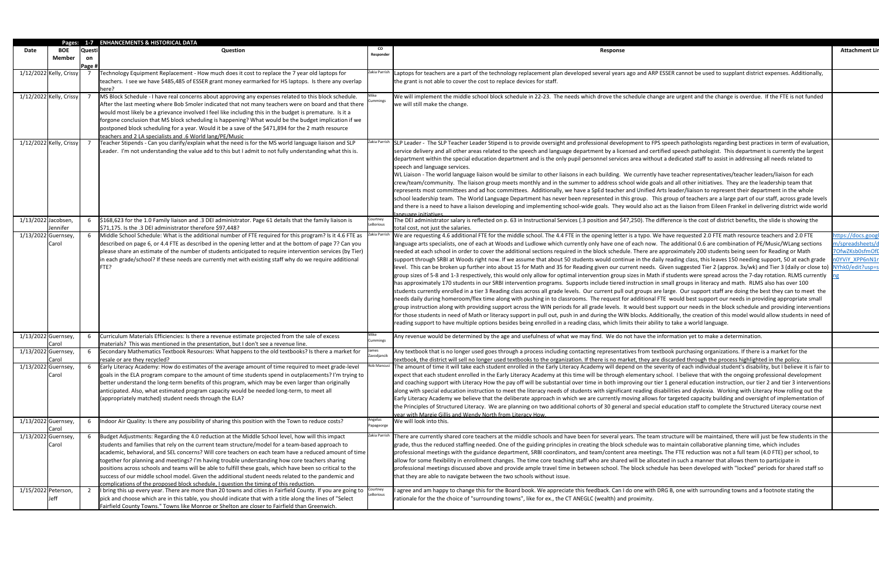| Date | BOE Member | Question on Page # | Pages: 1-7 ENHANCEMENTS & HISTORICAL DATA Question | CO Responder | Response | Attachment Lir |
|---|---|---|---|---|---|---|
| 1/12/2022 | Kelly, Crissy | 7 | Technology Equipment Replacement - How much does it cost to replace the 7 year old laptops for teachers. I see we have $485,485 of ESSER grant money earmarked for HS laptops. Is there any overlap here? | Zakia Parrish | Laptops for teachers are a part of the technology replacement plan developed several years ago and ARP ESSER cannot be used to supplant district expenses. Additionally, the grant is not able to cover the cost to replace devices for staff. | |
| 1/12/2022 | Kelly, Crissy | 7 | MS Block Schedule - I have real concerns about approving any expenses related to this block schedule. After the last meeting where Bob Smoler indicated that not many teachers were on board and that there would most likely be a grievance involved I feel like including this in the budget is premature. Is it a forgone conclusion that MS block scheduling is happening? What would be the budget implication if we postponed block scheduling for a year. Would it be a save of the $471,894 for the 2 math resource teachers and 2 LA specialists and .6 World lang/PE/Music | Mike Cummings | We will implement the middle school block schedule in 22-23. The needs which drove the schedule change are urgent and the change is overdue. If the FTE is not funded we will still make the change. | |
| 1/12/2022 | Kelly, Crissy | 7 | Teacher Stipends - Can you clarify/explain what the need is for the MS world language liaison and SLP Leader. I'm not understanding the value add to this but I admit to not fully understanding what this is. | Zakia Parrish | SLP Leader - The SLP Teacher Leader Stipend is to provide oversight and professional development to FPS speech pathologists regarding best practices in term of evaluation, service delivery and all other areas related to the speech and language department by a licensed and certified speech pathologist. This department is currently the largest department within the special education department and is the only pupil personnel services area without a dedicated staff to assist in addressing all needs related to speech and language services.<br>WL Liaison - The world language liaison would be similar to other liaisons in each building. We currently have teacher representatives/teacher leaders/liaison for each crew/team/community. The liaison group meets monthly and in the summer to address school wide goals and all other initiatives. They are the leadership team that represents most committees and ad hoc committees. Additionally, we have a SpEd teacher and Unified Arts leader/liaison to represent their department in the whole school leadership team. The World Language Department has never been represented in this group. This group of teachers are a large part of our staff, across grade levels and there is a need to have a liaison developing and implementing school-wide goals. They would also act as the liaison from Eileen Frankel in delivering district wide world language initiatives. | |
| 1/13/2022 | Jacobsen, Jennifer | 6 | $168,623 for the 1.0 Family liaison and .3 DEI administrator. Page 61 details that the family liaison is $71,175. Is the .3 DEI administrator therefore $97,448? | Courtney LeBorious | The DEI administrator salary is reflected on p. 63 in Instructional Services (.3 position and $47,250). The difference is the cost of district benefits, the slide is showing the total cost, not just the salaries. | |
| 1/13/2022 | Guernsey, Carol | 6 | Middle School Schedule: What is the additional number of FTE required for this program? Is it 4.6 FTE as described on page 6, or 4.4 FTE as described in the opening letter and at the bottom of page 7? Can you please share an estimate of the number of students anticipated to require intervention services (by Tier) in each grade/school? If these needs are currently met with existing staff why do we require additional FTE? | Zakia Parrish | We are requesting 4.6 additional FTE for the middle school. The 4.4 FTE in the opening letter is a typo. We have requested 2.0 FTE math resource teachers and 2.0 FTE language arts specialists, one of each at Woods and Ludlowe which currently only have one of each now. The additional 0.6 are combination of PE/Music/WLang sections needed at each school in order to cover the additional sections required in the block schedule. There are approximately 200 students being seen for Reading or Math support through SRBI at Woods right now. If we assume that about 50 students would continue in the daily reading class, this leaves 150 needing support, 50 at each grade level. This can be broken up further into about 15 for Math and 35 for Reading given our current needs. Given suggested Tier 2 (approx. 3x/wk) and Tier 3 (daily or close to) group sizes of 5-8 and 1-3 respectively, this would only allow for optimal intervention group sizes in Math if students were spread across the 7-day rotation. RLMS currently has approximately 170 students in our SRBI intervention programs. Supports include tiered instruction in small groups in literacy and math. RLMS also has over 100 students currently enrolled in a tier 3 Reading class across all grade levels. Our current pull out groups are large. Our support staff are doing the best they can to meet the needs daily during homeroom/flex time along with pushing in to classrooms. The request for additional FTE would best support our needs in providing appropriate small group instruction along with providing support across the WIN periods for all grade levels. It would best support our needs in the block schedule and providing interventions for those students in need of Math or literacy support in pull out, push in and during the WIN blocks. Additionally, the creation of this model would allow students in need of reading support to have multiple options besides being enrolled in a reading class, which limits their ability to take a world language. | https://docs.googl m/spreadsheets/d 7OfwZKsb0sfmOfD n0YViY_XPP6nN1r NYhk0/edit?usp=s ng |
| 1/13/2022 | Guernsey, Carol | 6 | Curriculum Materials Efficiencies: Is there a revenue estimate projected from the sale of excess materials? This was mentioned in the presentation, but I don't see a revenue line. | Mike Cummings | Any revenue would be determined by the age and usefulness of what we may find. We do not have the information yet to make a determination. | |
| 1/13/2022 | Guernsey, Carol | 6 | Secondary Mathematics Textbook Resources: What happens to the old textbooks? Is there a market for resale or are they recycled? | James Zavodjancik | Any textbook that is no longer used goes through a process including contacting representatives from textbook purchasing organizations. If there is a market for the textbook, the district will sell no longer used textbooks to the organization. If there is no market, they are discarded through the process highlighted in the policy. | |
| 1/13/2022 | Guernsey, Carol | 6 | Early Literacy Academy: How do estimates of the average amount of time required to meet grade-level goals in the ELA program compare to the amount of time students spend in outplacements? I'm trying to better understand the long-term benefits of this program, which may be even larger than originally anticipated. Also, what estimated program capacity would be needed long-term, to meet all (appropriately matched) student needs through the ELA? | Rob Mancusi | The amount of time it will take each student enrolled in the Early Literacy Academy will depend on the severity of each individual student's disability, but I believe it is fair to expect that each student enrolled in the Early Literacy Academy at this time will be through elementary school. I believe that with the ongoing professional development and coaching support with Literacy How the pay off will be substantial over time in both improving our tier 1 general education instruction, our tier 2 and tier 3 interventions along with special education instruction to meet the literacy needs of students with significant reading disabilities and dyslexia. Working with Literacy How rolling out the Early Literacy Academy we believe that the deliberate approach in which we are currently moving allows for targeted capacity building and oversight of implementation of the Principles of Structured Literacy. We are planning on two additional cohorts of 30 general and special education staff to complete the Structured Literacy course next year with Margie Gillis and Wendy North from Literacy How. | |
| 1/13/2022 | Guernsey, Carol | 6 | Indoor Air Quality: Is there any possibility of sharing this position with the Town to reduce costs? | Angelus Papageorge | We will look into this. | |
| 1/13/2022 | Guernsey, Carol | 6 | Budget Adjustments: Regarding the 4.0 reduction at the Middle School level, how will this impact students and families that rely on the current team structure/model for a team-based approach to academic, behavioral, and SEL concerns? Will core teachers on each team have a reduced amount of time together for planning and meetings? I'm having trouble understanding how core teachers sharing positions across schools and teams will be able to fulfill these goals, which have been so critical to the success of our middle school model. Given the additional student needs related to the pandemic and complications of the proposed block schedule, I question the timing of this reduction. | Zakia Parrish | There are currently shared core teachers at the middle schools and have been for several years. The team structure will be maintained, there will just be few students in the grade, thus the reduced staffing needed. One of the guiding principles in creating the block schedule was to maintain collaborative planning time, which includes professional meetings with the guidance department, SRBI coordinators, and team/content area meetings. The FTE reduction was not a full team (4.0 FTE) per school, to allow for some flexibility in enrollment changes. The time core teaching staff who are shared will be allocated in such a manner that allows them to participate in professional meetings discussed above and provide ample travel time in between school. The block schedule has been developed with "locked" periods for shared staff so that they are able to navigate between the two schools without issue. | |
| 1/15/2022 | Peterson, Jeff | 2 | I bring this up every year. There are more than 20 towns and cities in Fairfield County. If you are going to pick and choose which are in this table, you should indicate that with a title along the lines of "Select Fairfield County Towns." Towns like Monroe or Shelton are closer to Fairfield than Greenwich. | Courtney LeBorious | I agree and am happy to change this for the Board book. We appreciate this feedback. Can I do one with DRG B, one with surrounding towns and a footnote stating the rationale for the the choice of "surrounding towns", like for ex., the CT ANEGLC (wealth) and proximity. | |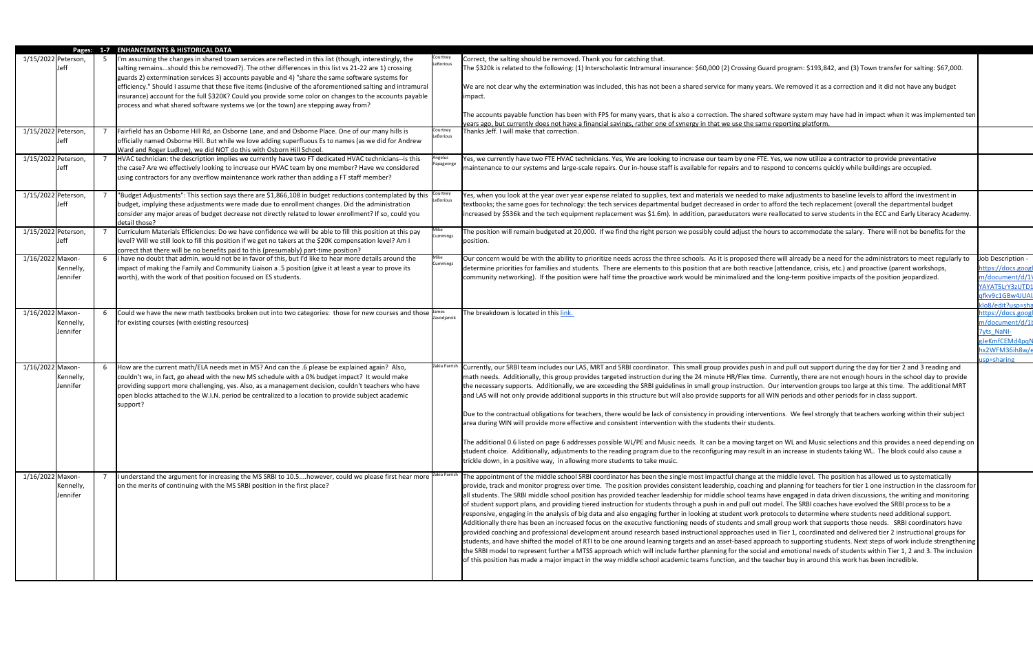| | Pages: | 1-7 | ENHANCEMENTS & HISTORICAL DATA | | | |
|---|---|---|---|---|---|---|
| 1/15/2022 | Peterson, Jeff | 5 | I'm assuming the changes in shared town services are reflected in this list (though, interestingly, the salting remains...should this be removed?). The other differences in this list vs 21-22 are 1) crossing guards 2) extermination services 3) accounts payable and 4) "share the same software systems for efficiency." Should I assume that these five items (inclusive of the aforementioned salting and intramural insurance) account for the full $320K? Could you provide some color on changes to the accounts payable process and what shared software systems we (or the town) are stepping away from? | Courtney LeBorious | Correct, the salting should be removed. Thank you for catching that.<br>The $320k is related to the following: (1) Interscholastic Intramural insurance: $60,000 (2) Crossing Guard program: $193,842, and (3) Town transfer for salting: $67,000.<br><br>We are not clear why the extermination was included, this has not been a shared service for many years. We removed it as a correction and it did not have any budget impact.<br><br>The accounts payable function has been with FPS for many years, that is also a correction. The shared software system may have had in impact when it was implemented ten years ago, but currently does not have a financial savings, rather one of synergy in that we use the same reporting platform. | |
| 1/15/2022 | Peterson, Jeff | 7 | Fairfield has an Osborne Hill Rd, an Osborne Lane, and and Osborne Place. One of our many hills is officially named Osborne Hill. But while we love adding superfluous Es to names (as we did for Andrew Ward and Roger Ludlow), we did NOT do this with Osborn Hill School. | Courtney LeBorious | Thanks Jeff. I will make that correction. | |
| 1/15/2022 | Peterson, Jeff | 7 | HVAC technician: the description implies we currently have two FT dedicated HVAC technicians--is this the case? Are we effectively looking to increase our HVAC team by one member? Have we considered using contractors for any overflow maintenance work rather than adding a FT staff member? | Angelus Papageorge | Yes, we currently have two FTE HVAC technicians. Yes, We are looking to increase our team by one FTE. Yes, we now utilize a contractor to provide preventative maintenance to our systems and large-scale repairs. Our in-house staff is available for repairs and to respond to concerns quickly while buildings are occupied. | |
| 1/15/2022 | Peterson, Jeff | 7 | "Budget Adjustments": This section says there are $1,866,108 in budget reductions contemplated by this budget, implying these adjustments were made due to enrollment changes. Did the administration consider any major areas of budget decrease not directly related to lower enrollment? If so, could you detail those? | Courtney LeBorious | Yes, when you look at the year over year expense related to supplies, text and materials we needed to make adjustments to baseline levels to afford the investment in textbooks; the same goes for technology: the tech services departmental budget decreased in order to afford the tech replacement (overall the departmental budget increased by $536k and the tech equipment replacement was $1.6m). In addition, paraeducators were reallocated to serve students in the ECC and Early Literacy Academy. | |
| 1/15/2022 | Peterson, Jeff | 7 | Curriculum Materials Efficiencies: Do we have confidence we will be able to fill this position at this pay level? Will we still look to fill this position if we get no takers at the $20K compensation level? Am I correct that there will be no benefits paid to this (presumably) part-time position? | Mike Cummings | The position will remain budgeted at 20,000. If we find the right person we possibly could adjust the hours to accommodate the salary. There will not be benefits for the position. | |
| 1/16/2022 | Maxon-Kennelly, Jennifer | 6 | I have no doubt that admin. would not be in favor of this, but I'd like to hear more details around the impact of making the Family and Community Liaison a .5 position (give it at least a year to prove its worth), with the work of that position focused on ES students. | Mike Cummings | Our concern would be with the ability to prioritize needs across the three schools. As it is proposed there will already be a need for the administrators to meet regularly to determine priorities for families and students. There are elements to this position that are both reactive (attendance, crisis, etc.) and proactive (parent workshops, community networking). If the position were half time the proactive work would be minimalized and the long-term positive impacts of the position jeopardized. | Job Description - https://docs.googl m/document/d/1 YAYAT5LrY3zUTD1 qfkv9c1GBw4JUAl klo8/edit?usp=sha |
| 1/16/2022 | Maxon-Kennelly, Jennifer | 6 | Could we have the new math textbooks broken out into two categories: those for new courses and those for existing courses (with existing resources) | James Zavodjancik | The breakdown is located in this link. | https://docs.googl m/document/d/1 7yts_NaNI- gJeKmfCEMd4pqN hx2WFM36ih8w/e usp=sharing |
| 1/16/2022 | Maxon-Kennelly, Jennifer | 6 | How are the current math/ELA needs met in MS? And can the .6 please be explained again? Also, couldn't we, in fact, go ahead with the new MS schedule with a 0% budget impact? It would make providing support more challenging, yes. Also, as a management decision, couldn't teachers who have open blocks attached to the W.I.N. period be centralized to a location to provide subject academic support? | Zakia Parrish | Currently, our SRBI team includes our LAS, MRT and SRBI coordinator. This small group provides push in and pull out support during the day for tier 2 and 3 reading and math needs. Additionally, this group provides targeted instruction during the 24 minute HR/Flex time. Currently, there are not enough hours in the school day to provide the necessary supports. Additionally, we are exceeding the SRBI guidelines in small group instruction. Our intervention groups too large at this time. The additional MRT and LAS will not only provide additional supports in this structure but will also provide supports for all WIN periods and other periods for in class support.<br><br>Due to the contractual obligations for teachers, there would be lack of consistency in providing interventions. We feel strongly that teachers working within their subject area during WIN will provide more effective and consistent intervention with the students their students.<br><br>The additional 0.6 listed on page 6 addresses possible WL/PE and Music needs. It can be a moving target on WL and Music selections and this provides a need depending on student choice. Additionally, adjustments to the reading program due to the reconfiguring may result in an increase in students taking WL. The block could also cause a trickle down, in a positive way, in allowing more students to take music. | |
| 1/16/2022 | Maxon-Kennelly, Jennifer | 7 | I understand the argument for increasing the MS SRBI to 10.5....however, could we please first hear more on the merits of continuing with the MS SRBI position in the first place? | Zakia Parrish | The appointment of the middle school SRBI coordinator has been the single most impactful change at the middle level. The position has allowed us to systematically provide, track and monitor progress over time. The position provides consistent leadership, coaching and planning for teachers for tier 1 one instruction in the classroom for all students. The SRBI middle school position has provided teacher leadership for middle school teams have engaged in data driven discussions, the writing and monitoring of student support plans, and providing tiered instruction for students through a push in and pull out model. The SRBI coaches have evolved the SRBI process to be a responsive, engaging in the analysis of big data and also engaging further in looking at student work protocols to determine where students need additional support. Additionally there has been an increased focus on the executive functioning needs of students and small group work that supports those needs. SRBI coordinators have provided coaching and professional development around research based instructional approaches used in Tier 1, coordinated and delivered tier 2 instructional groups for students, and have shifted the model of RTI to be one around learning targets and an asset-based approach to supporting students. Next steps of work include strengthening the SRBI model to represent further a MTSS approach which will include further planning for the social and emotional needs of students within Tier 1, 2 and 3. The inclusion of this position has made a major impact in the way middle school academic teams function, and the teacher buy in around this work has been incredible. | |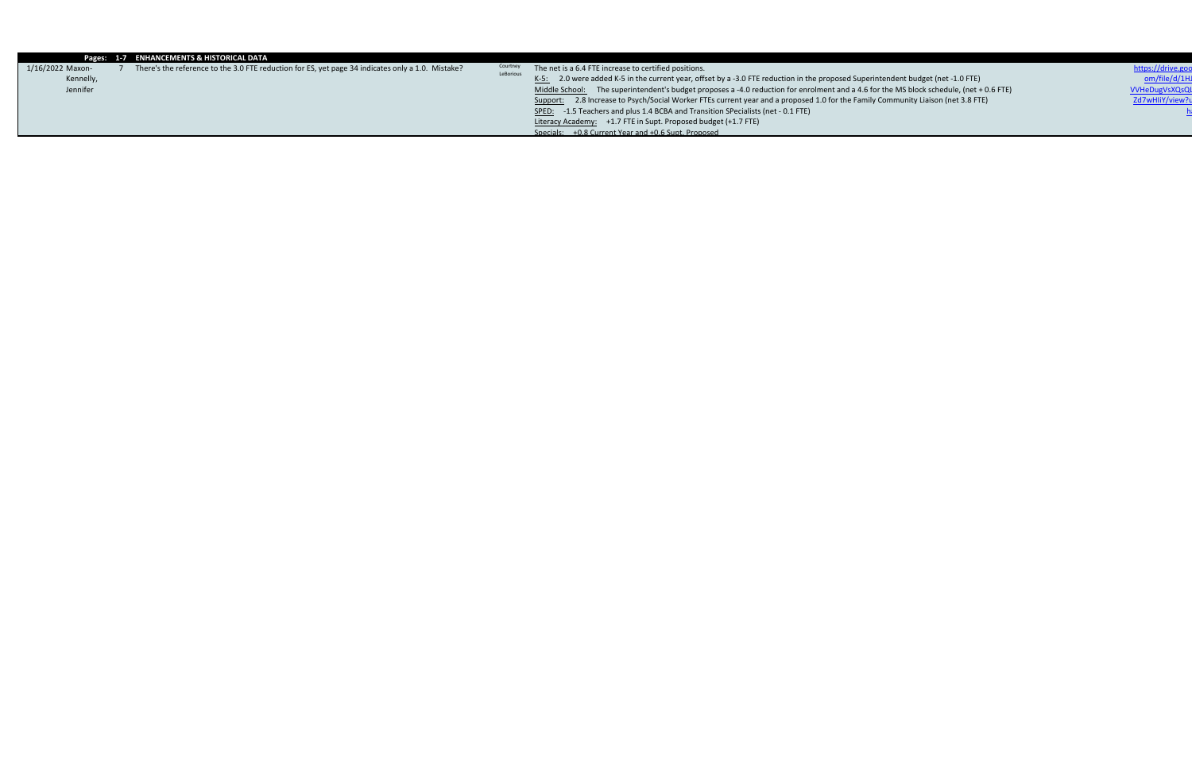| | | | | | |
|---|---|---|---|---|---|
| | Pages: | 1-7 | ENHANCEMENTS & HISTORICAL DATA | | |
| 1/16/2022 | Maxon-Kennelly, Jennifer | 7 | There's the reference to the 3.0 FTE reduction for ES, yet page 34 indicates only a 1.0. Mistake? | Courtney LeBorious | The net is a 6.4 FTE increase to certified positions.<br>K-5: 2.0 were added K-5 in the current year, offset by a -3.0 FTE reduction in the proposed Superintendent budget (net -1.0 FTE)<br>Middle School: The superintendent's budget proposes a -4.0 reduction for enrolment and a 4.6 for the MS block schedule, (net + 0.6 FTE)<br>Support: 2.8 Increase to Psych/Social Worker FTEs current year and a proposed 1.0 for the Family Community Liaison (net 3.8 FTE)<br>SPED: -1.5 Teachers and plus 1.4 BCBA and Transition SPecialists (net - 0.1 FTE)<br>Literacy Academy: +1.7 FTE in Supt. Proposed budget (+1.7 FTE)<br>Specials: +0.8 Current Year and +0.6 Supt. Proposed |

https://drive.goo om/file/d/1H VVHeDugVsXQsQ Zd7wHIlY/view?u h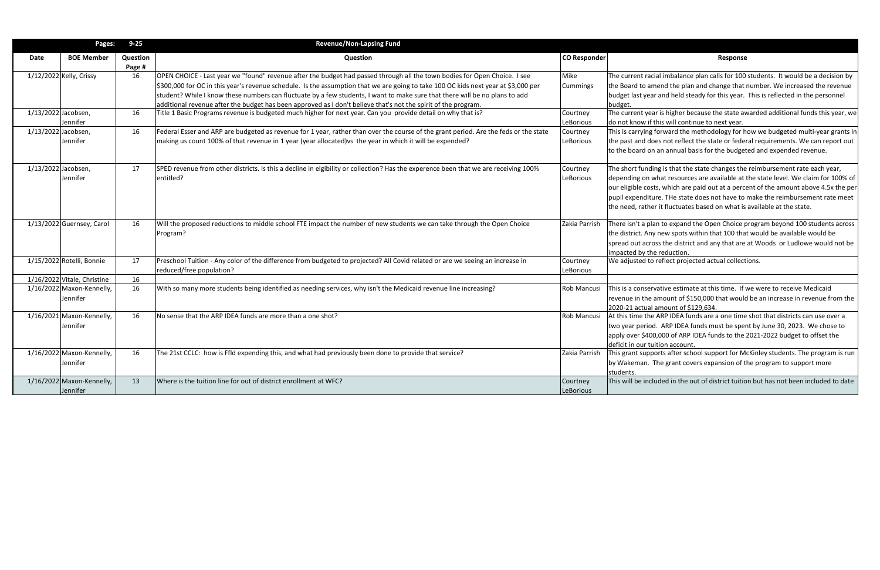| Date | BOE Member | Question Page # | Question | CO Responder | Response |
|---|---|---|---|---|---|
| | Pages: | 9-25 | Revenue/Non-Lapsing Fund | | |
| 1/12/2022 | Kelly, Crissy | 16 | OPEN CHOICE - Last year we "found" revenue after the budget had passed through all the town bodies for Open Choice. I see $300,000 for OC in this year's revenue schedule. Is the assumption that we are going to take 100 OC kids next year at $3,000 per student? While I know these numbers can fluctuate by a few students, I want to make sure that there will be no plans to add additional revenue after the budget has been approved as I don't believe that's not the spirit of the program. | Mike Cummings | The current racial imbalance plan calls for 100 students. It would be a decision by the Board to amend the plan and change that number. We increased the revenue budget last year and held steady for this year. This is reflected in the personnel budget. |
| 1/13/2022 | Jacobsen, Jennifer | 16 | Title 1 Basic Programs revenue is budgeted much higher for next year. Can you provide detail on why that is? | Courtney LeBorious | The current year is higher because the state awarded additional funds this year, we do not know if this will continue to next year. |
| 1/13/2022 | Jacobsen, Jennifer | 16 | Federal Esser and ARP are budgeted as revenue for 1 year, rather than over the course of the grant period. Are the feds or the state making us count 100% of that revenue in 1 year (year allocated)vs the year in which it will be expended? | Courtney LeBorious | This is carrying forward the methodology for how we budgeted multi-year grants in the past and does not reflect the state or federal requirements. We can report out to the board on an annual basis for the budgeted and expended revenue. |
| 1/13/2022 | Jacobsen, Jennifer | 17 | SPED revenue from other districts. Is this a decline in elgibility or collection? Has the experience been that we are receiving 100% entitled? | Courtney LeBorious | The short funding is that the state changes the reimbursement rate each year, depending on what resources are available at the state level. We claim for 100% of our eligible costs, which are paid out at a percent of the amount above 4.5x the per pupil expenditure. THe state does not have to make the reimbursement rate meet the need, rather it fluctuates based on what is available at the state. |
| 1/13/2022 | Guernsey, Carol | 16 | Will the proposed reductions to middle school FTE impact the number of new students we can take through the Open Choice Program? | Zakia Parrish | There isn't a plan to expand the Open Choice program beyond 100 students across the district. Any new spots within that 100 that would be available would be spread out across the district and any that are at Woods or Ludlowe would not be impacted by the reduction. |
| 1/15/2022 | Rotelli, Bonnie | 17 | Preschool Tuition - Any color of the difference from budgeted to projected? All Covid related or are we seeing an increase in reduced/free population? | Courtney LeBorious | We adjusted to reflect projected actual collections. |
| 1/16/2022 | Vitale, Christine | 16 | | | |
| 1/16/2022 | Maxon-Kennelly, Jennifer | 16 | With so many more students being identified as needing services, why isn't the Medicaid revenue line increasing? | Rob Mancusi | This is a conservative estimate at this time. If we were to receive Medicaid revenue in the amount of $150,000 that would be an increase in revenue from the 2020-21 actual amount of $129,634. |
| 1/16/2021 | Maxon-Kennelly, Jennifer | 16 | No sense that the ARP IDEA funds are more than a one shot? | Rob Mancusi | At this time the ARP IDEA funds are a one time shot that districts can use over a two year period. ARP IDEA funds must be spent by June 30, 2023. We chose to apply over $400,000 of ARP IDEA funds to the 2021-2022 budget to offset the deficit in our tuition account. |
| 1/16/2022 | Maxon-Kennelly, Jennifer | 16 | The 21st CCLC: how is Ffld expending this, and what had previously been done to provide that service? | Zakia Parrish | This grant supports after school support for McKinley students. The program is run by Wakeman. The grant covers expansion of the program to support more students. |
| 1/16/2022 | Maxon-Kennelly, Jennifer | 13 | Where is the tuition line for out of district enrollment at WFC? | Courtney LeBorious | This will be included in the out of district tuition but has not been included to date |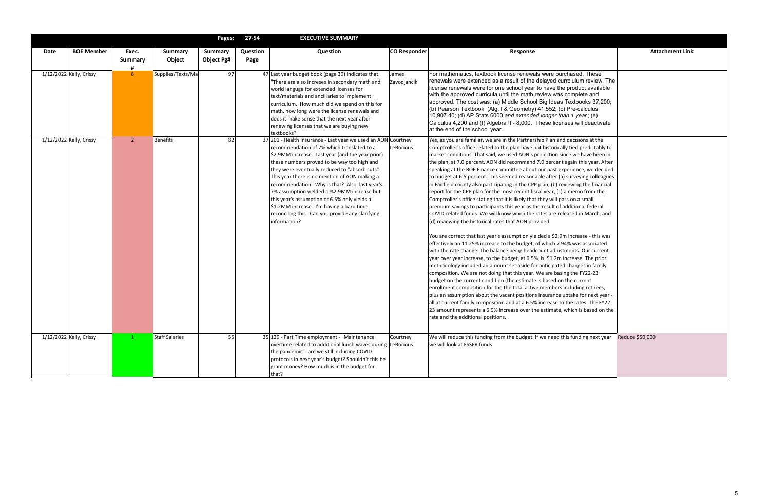| | | | Pages: | 27-54 | EXECUTIVE SUMMARY | | | |
|---|---|---|---|---|---|---|---|---|
| **Date** | **BOE Member** | **Exec. Summary #** | **Summary Object** | **Summary Object Pg#** | **Question Page** | **Question** | **CO Responder** | **Response** | **Attachment Link** |
| 1/12/2022 | Kelly, Crissy | 8 | Supplies/Texts/Ma | 97 | 47 | Last year budget book (page 39) indicates that "There are also increses in secondary math and world languge for extended licenses for text/materials and ancillaries to implement curriculum. How much did we spend on this for math, how long were the license renewals and does it make sense that the next year after renewing licenses that we are buying new textbooks? | James Zavodjancik | For mathematics, textbook license renewals were purchased. These renewals were extended as a result of the delayed currciulum review. The license renewals were for one school year to have the product available with the approved curricula until the math review was complete and approved. The cost was: (a) Middle School Big Ideas Textbooks 37,200; (b) Pearson Textbook (Alg. I & Geometry) 41,552; (c) Pre-calculus 10,907.40; (d) AP Stats 6000 *and extended longer than 1 year*; (e) Calculus 4,200 and (f) Algebra II - 8,000. These licenses will deactivate at the end of the school year. | |
| 1/12/2022 | Kelly, Crissy | 2 | Benefits | 82 | 37 | 201 - Health Insurance - Last year we used an AON recommendation of 7% which translated to a $2.9MM increase. Last year (and the year prior) these numbers proved to be way too high and they were eventually reduced to "absorb cuts". This year there is no mention of AON making a recommendation. Why is that? Also, last year's 7% assumption yielded a %2.9MM increase but this year's assumption of 6.5% only yields a $1.2MM increase. I'm having a hard time reconciling this. Can you provide any clarifying information? | Courtney LeBorious | Yes, as you are familiar, we are in the Partnership Plan and decisions at the Comptroller's office related to the plan have not historically tied predictably to market conditions. That said, we used AON's projection since we have been in the plan, at 7.0 percent. AON did recommend 7.0 percent again this year. After speaking at the BOE Finance committee about our past experience, we decided to budget at 6.5 percent. This seemed reasonable after (a) surveying colleagues in Fairfield county also participating in the CPP plan, (b) reviewing the financial report for the CPP plan for the most recent fiscal year, (c) a memo from the Comptroller's office stating that it is likely that they will pass on a small premium savings to participants this year as the result of additional federal COVID-related funds. We will know when the rates are released in March, and (d) reviewing the historical rates that AON provided.<br><br>You are correct that last year's assumption yielded a $2.9m increase - this was effectively an 11.25% increase to the budget, of which 7.94% was associated with the rate change. The balance being headcount adjustments. Our current year over year increase, to the budget, at 6.5%, is $1.2m increase. The prior methodology included an amount set aside for anticipated changes in family composition. We are not doing that this year. We are basing the FY22-23 budget on the current condition (the estimate is based on the current enrollment composition for the total active members including retirees, plus an assumption about the vacant positions insurance uptake for next year - all at current family composition and at a 6.5% increase to the rates. The FY22-23 amount represents a 6.9% increase over the estimate, which is based on the rate and the additional positions. | |
| 1/12/2022 | Kelly, Crissy | 1 | Staff Salaries | 55 | 35 | 129 - Part Time employment - "Maintenance overtime related to additional lunch waves during the pandemic"- are we still including COVID protocols in next year's budget? Shouldn't this be grant money? How much is in the budget for that? | Courtney LeBorious | We will reduce this funding from the budget. If we need this funding next year we will look at ESSER funds | Reduce $50,000 |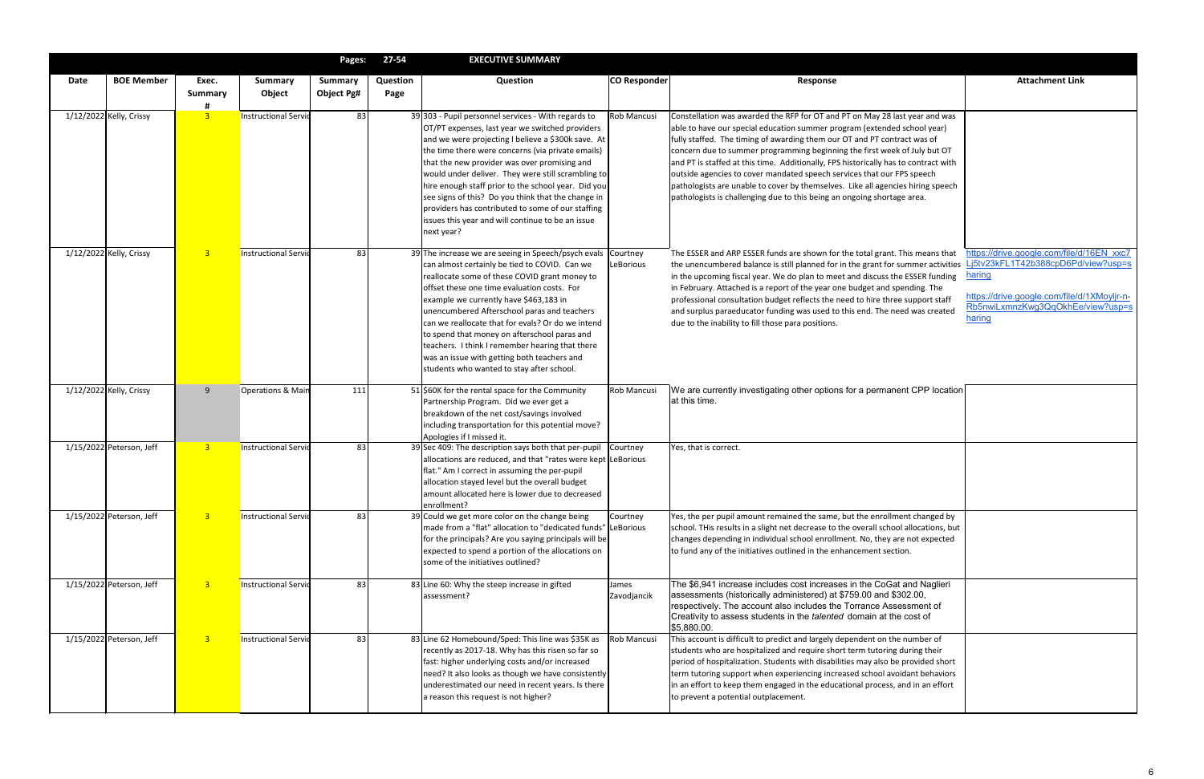| | | | | Pages: | 27-54 | EXECUTIVE SUMMARY | | | |
|---|---|---|---|---|---|---|---|---|---|
| **Date** | **BOE Member** | **Exec. Summary #** | **Summary Object** | **Summary Object Pg#** | **Question Page** | **Question** | **CO Responder** | **Response** | **Attachment Link** |
| 1/12/2022 | Kelly, Crissy | 3 | Instructional Servic | 83 | 39 | 303 - Pupil personnel services - With regards to OT/PT expenses, last year we switched providers and we were projecting I believe a $300k save. At the time there were concerns (via private emails) that the new provider was over promising and would under deliver. They were still scrambling to hire enough staff prior to the school year. Did you see signs of this? Do you think that the change in providers has contributed to some of our staffing issues this year and will continue to be an issue next year? | Rob Mancusi | Constellation was awarded the RFP for OT and PT on May 28 last year and was able to have our special education summer program (extended school year) fully staffed. The timing of awarding them our OT and PT contract was of concern due to summer programming beginning the first week of July but OT and PT is staffed at this time. Additionally, FPS historically has to contract with outside agencies to cover mandated speech services that our FPS speech pathologists are unable to cover by themselves. Like all agencies hiring speech pathologists is challenging due to this being an ongoing shortage area. | |
| 1/12/2022 | Kelly, Crissy | 3 | Instructional Servic | 83 | 39 | The increase we are seeing in Speech/psych evals can almost certainly be tied to COVID. Can we reallocate some of these COVID grant money to offset these one time evaluation costs. For example we currently have $463,183 in unencumbered Afterschool paras and teachers can we reallocate that for evals? Or do we intend to spend that money on afterschool paras and teachers. I think I remember hearing that there was an issue with getting both teachers and students who wanted to stay after school. | Courtney LeBorious | The ESSER and ARP ESSER funds are shown for the total grant. This means that the unencumbered balance is still planned for in the grant for summer activities in the upcoming fiscal year. We do plan to meet and discuss the ESSER funding in February. Attached is a report of the year one budget and spending. The professional consultation budget reflects the need to hire three support staff and surplus paraeducator funding was used to this end. The need was created due to the inability to fill those para positions. | https://drive.google.com/file/d/16EN_xxc7Lj5tv23kFL1T42b388cpD6Pd/view?usp=sharing https://drive.google.com/file/d/1XMoyljr-n-Rb5nwiLxmnzKwg3QqOkhEe/view?usp=sharing |
| 1/12/2022 | Kelly, Crissy | 9 | Operations & Main | 111 | 51 | $60K for the rental space for the Community Partnership Program. Did we ever get a breakdown of the net cost/savings involved including transportation for this potential move? Apologies if I missed it. | Rob Mancusi | We are currently investigating other options for a permanent CPP location at this time. | |
| 1/15/2022 | Peterson, Jeff | 3 | Instructional Servic | 83 | 39 | Sec 409: The description says both that per-pupil allocations are reduced, and that "rates were kept flat." Am I correct in assuming the per-pupil allocation stayed level but the overall budget amount allocated here is lower due to decreased enrollment? | Courtney LeBorious | Yes, that is correct. | |
| 1/15/2022 | Peterson, Jeff | 3 | Instructional Servic | 83 | 39 | Could we get more color on the change being made from a "flat" allocation to "dedicated funds" for the principals? Are you saying principals will be expected to spend a portion of the allocations on some of the initiatives outlined? | Courtney LeBorious | Yes, the per pupil amount remained the same, but the enrollment changed by school. THis results in a slight net decrease to the overall school allocations, but changes depending in individual school enrollment. No, they are not expected to fund any of the initiatives outlined in the enhancement section. | |
| 1/15/2022 | Peterson, Jeff | 3 | Instructional Servic | 83 | 83 | Line 60: Why the steep increase in gifted assessment? | James Zavodjancik | The $6,941 increase includes cost increases in the CoGat and Naglieri assessments (historically administered) at $759.00 and $302.00, respectively. The account also includes the Torrance Assessment of Creativity to assess students in the *talented* domain at the cost of $5,880.00. | |
| 1/15/2022 | Peterson, Jeff | 3 | Instructional Servic | 83 | 83 | Line 62 Homebound/Sped: This line was $35K as recently as 2017-18. Why has this risen so far so fast: higher underlying costs and/or increased need? It also looks as though we have consistently underestimated our need in recent years. Is there a reason this request is not higher? | Rob Mancusi | This account is difficult to predict and largely dependent on the number of students who are hospitalized and require short term tutoring during their period of hospitalization. Students with disabilities may also be provided short term tutoring support when experiencing increased school avoidant behaviors in an effort to keep them engaged in the educational process, and in an effort to prevent a potential outplacement. | |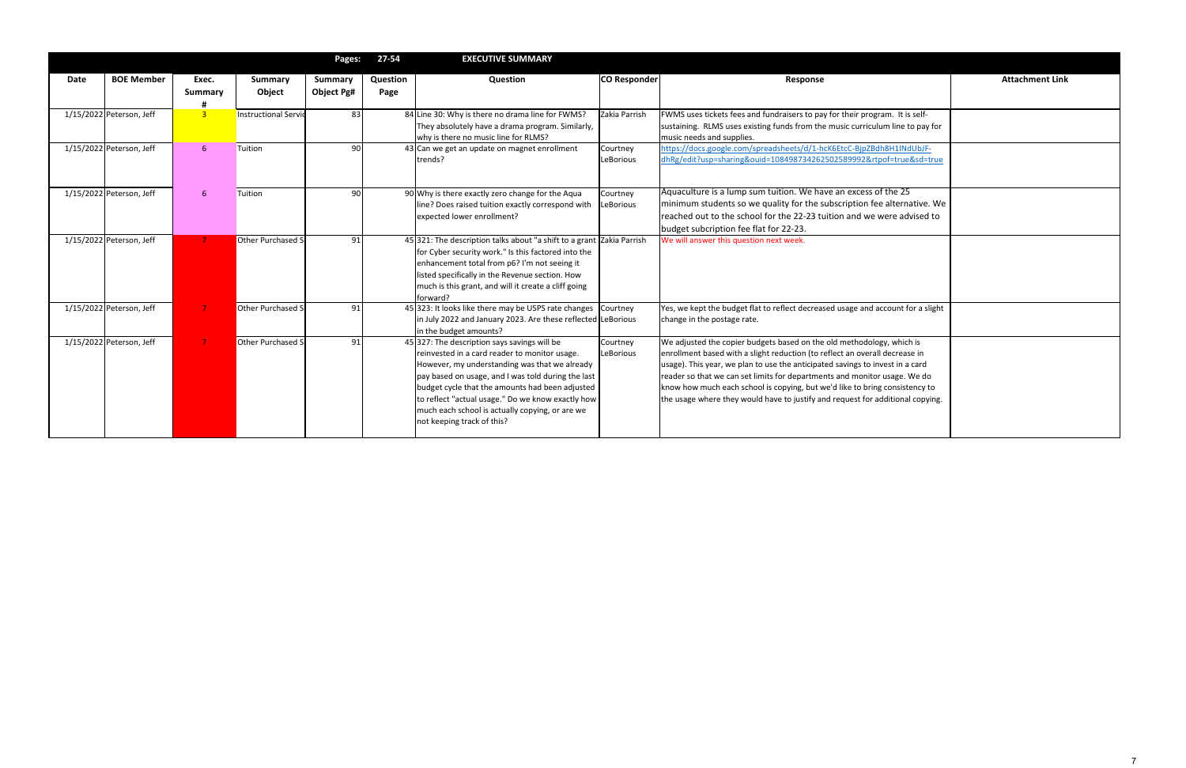| | | | | Pages: | 27-54 | EXECUTIVE SUMMARY | | | |
|---|---|---|---|---|---|---|---|---|---|
| **Date** | **BOE Member** | **Exec. Summary #** | **Summary Object** | **Summary Object Pg#** | **Question Page** | **Question** | **CO Responder** | **Response** | **Attachment Link** |
| 1/15/2022 | Peterson, Jeff | 3 | Instructional Servic | 83 | 84 | Line 30: Why is there no drama line for FWMS? They absolutely have a drama program. Similarly, why is there no music line for RLMS? | Zakia Parrish | FWMS uses tickets fees and fundraisers to pay for their program. It is self-sustaining. RLMS uses existing funds from the music curriculum line to pay for music needs and supplies. | |
| 1/15/2022 | Peterson, Jeff | 6 | Tuition | 90 | 43 | Can we get an update on magnet enrollment trends? | Courtney LeBorious | https://docs.google.com/spreadsheets/d/1-hcK6EtcC-BjpZBdh8H1lNdUbJF-dhRg/edit?usp=sharing&ouid=108498734262502589992&rtpof=true&sd=true | |
| 1/15/2022 | Peterson, Jeff | 6 | Tuition | 90 | 90 | Why is there exactly zero change for the Aqua line? Does raised tuition exactly correspond with expected lower enrollment? | Courtney LeBorious | Aquaculture is a lump sum tuition. We have an excess of the 25 minimum students so we quality for the subscription fee alternative. We reached out to the school for the 22-23 tuition and we were advised to budget subcription fee flat for 22-23. | |
| 1/15/2022 | Peterson, Jeff | 7 | Other Purchased S | 91 | 45 | 321: The description talks about "a shift to a grant for Cyber security work." Is this factored into the enhancement total from p6? I'm not seeing it listed specifically in the Revenue section. How much is this grant, and will it create a cliff going forward? | Zakia Parrish | We will answer this question next week. | |
| 1/15/2022 | Peterson, Jeff | 7 | Other Purchased S | 91 | 45 | 323: It looks like there may be USPS rate changes in July 2022 and January 2023. Are these reflected in the budget amounts? | Courtney LeBorious | Yes, we kept the budget flat to reflect decreased usage and account for a slight change in the postage rate. | |
| 1/15/2022 | Peterson, Jeff | 7 | Other Purchased S | 91 | 45 | 327: The description says savings will be reinvested in a card reader to monitor usage. However, my understanding was that we already pay based on usage, and I was told during the last budget cycle that the amounts had been adjusted to reflect "actual usage." Do we know exactly how much each school is actually copying, or are we not keeping track of this? | Courtney LeBorious | We adjusted the copier budgets based on the old methodology, which is enrollment based with a slight reduction (to reflect an overall decrease in usage). This year, we plan to use the anticipated savings to invest in a card reader so that we can set limits for departments and monitor usage. We do know how much each school is copying, but we'd like to bring consistency to the usage where they would have to justify and request for additional copying. | |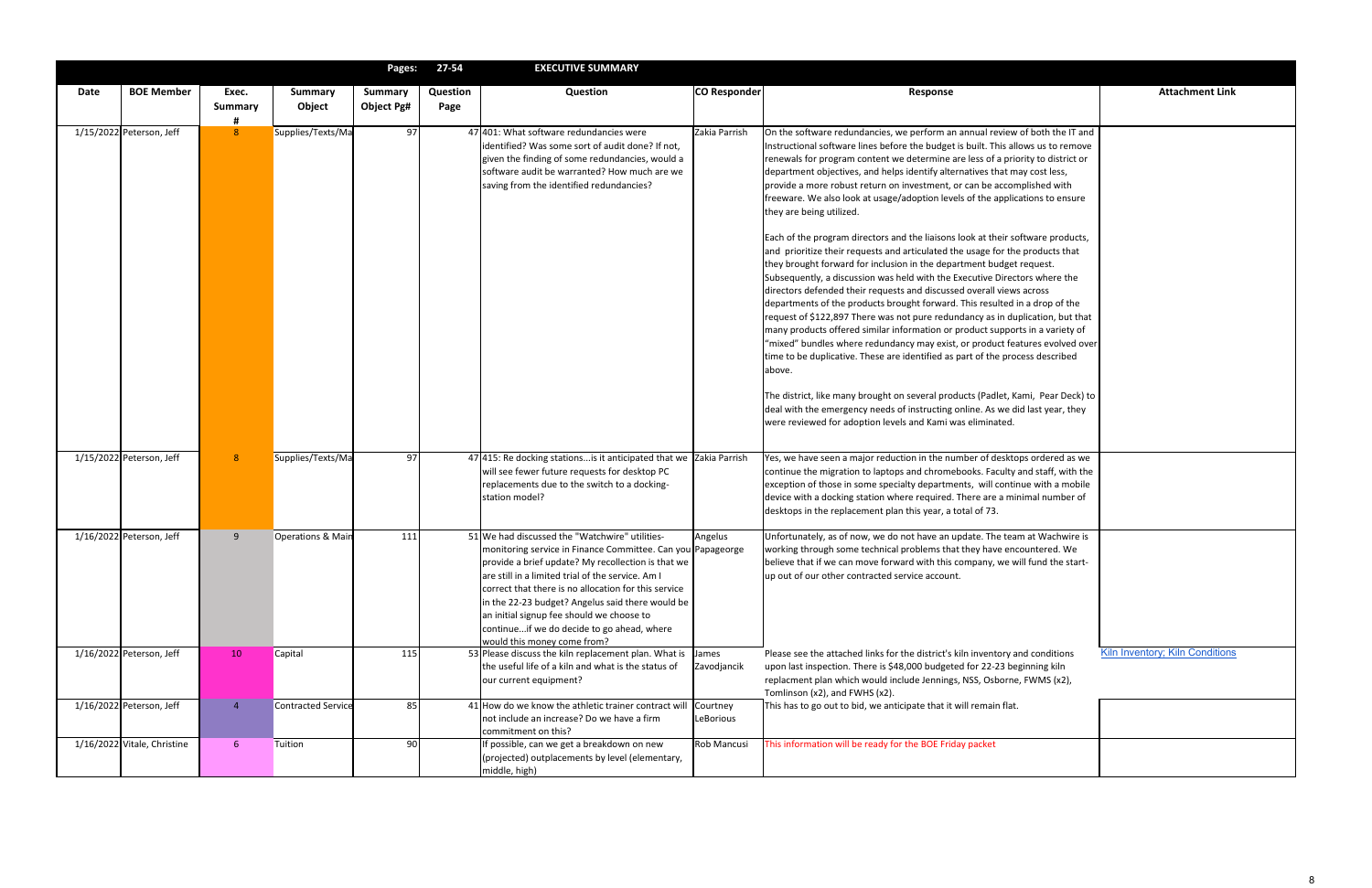| | | | | Pages: | 27-54 | EXECUTIVE SUMMARY | | | |
|---|---|---|---|---|---|---|---|---|---|
| **Date** | **BOE Member** | **Exec. Summary #** | **Summary Object** | **Summary Object Pg#** | **Question Page** | **Question** | **CO Responder** | **Response** | **Attachment Link** |
| 1/15/2022 | Peterson, Jeff | 8 | Supplies/Texts/Ma | 97 | 47 | 401: What software redundancies were identified? Was some sort of audit done? If not, given the finding of some redundancies, would a software audit be warranted? How much are we saving from the identified redundancies? | Zakia Parrish | On the software redundancies, we perform an annual review of both the IT and Instructional software lines before the budget is built. This allows us to remove renewals for program content we determine are less of a priority to district or department objectives, and helps identify alternatives that may cost less, provide a more robust return on investment, or can be accomplished with freeware. We also look at usage/adoption levels of the applications to ensure they are being utilized.<br><br>Each of the program directors and the liaisons look at their software products, and prioritize their requests and articulated the usage for the products that they brought forward for inclusion in the department budget request. Subsequently, a discussion was held with the Executive Directors where the directors defended their requests and discussed overall views across departments of the products brought forward. This resulted in a drop of the request of $122,897 There was not pure redundancy as in duplication, but that many products offered similar information or product supports in a variety of "mixed" bundles where redundancy may exist, or product features evolved over time to be duplicative. These are identified as part of the process described above.<br><br>The district, like many brought on several products (Padlet, Kami, Pear Deck) to deal with the emergency needs of instructing online. As we did last year, they were reviewed for adoption levels and Kami was eliminated. | |
| 1/15/2022 | Peterson, Jeff | 8 | Supplies/Texts/Ma | 97 | 47 | 415: Re docking stations...is it anticipated that we will see fewer future requests for desktop PC replacements due to the switch to a docking-station model? | Zakia Parrish | Yes, we have seen a major reduction in the number of desktops ordered as we continue the migration to laptops and chromebooks. Faculty and staff, with the exception of those in some specialty departments, will continue with a mobile device with a docking station where required. There are a minimal number of desktops in the replacement plan this year, a total of 73. | |
| 1/16/2022 | Peterson, Jeff | 9 | Operations & Main | 111 | 51 | We had discussed the "Watchwire" utilities-monitoring service in Finance Committee. Can you provide a brief update? My recollection is that we are still in a limited trial of the service. Am I correct that there is no allocation for this service in the 22-23 budget? Angelus said there would be an initial signup fee should we choose to continue...if we do decide to go ahead, where would this money come from? | Angelus Papageorge | Unfortunately, as of now, we do not have an update. The team at Wachwire is working through some technical problems that they have encountered. We believe that if we can move forward with this company, we will fund the start-up out of our other contracted service account. | |
| 1/16/2022 | Peterson, Jeff | 10 | Capital | 115 | 53 | Please discuss the kiln replacement plan. What is the useful life of a kiln and what is the status of our current equipment? | James Zavodjancik | Please see the attached links for the district's kiln inventory and conditions upon last inspection. There is $48,000 budgeted for 22-23 beginning kiln replacment plan which would include Jennings, NSS, Osborne, FWMS (x2), Tomlinson (x2), and FWHS (x2). | Kiln Inventory; Kiln Conditions |
| 1/16/2022 | Peterson, Jeff | 4 | Contracted Service | 85 | 41 | How do we know the athletic trainer contract will not include an increase? Do we have a firm commitment on this? | Courtney LeBorious | This has to go out to bid, we anticipate that it will remain flat. | |
| 1/16/2022 | Vitale, Christine | 6 | Tuition | 90 | | If possible, can we get a breakdown on new (projected) outplacements by level (elementary, middle, high) | Rob Mancusi | This information will be ready for the BOE Friday packet | |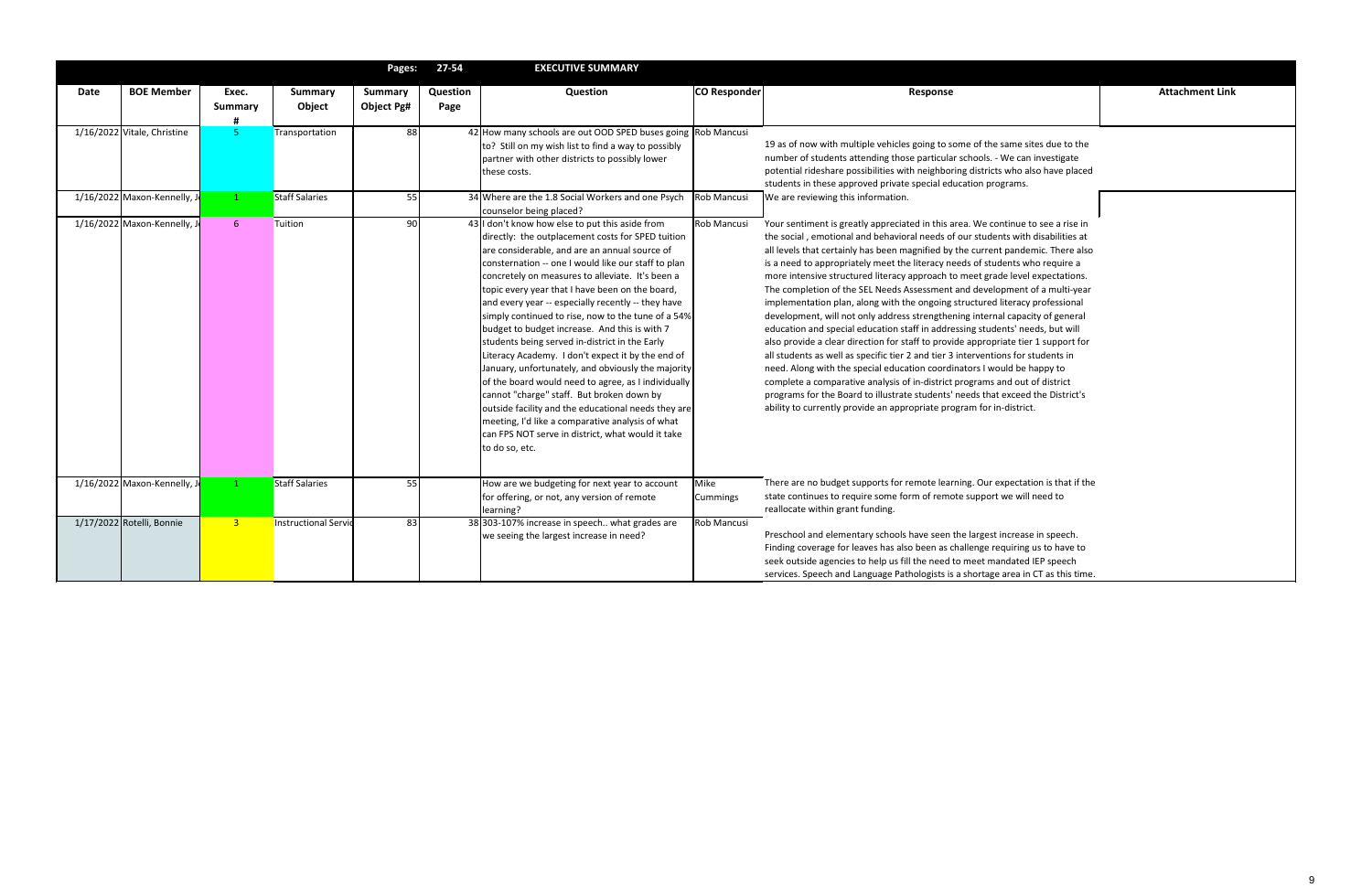| | | | | Pages: | 27-54 | EXECUTIVE SUMMARY | | | |
|---|---|---|---|---|---|---|---|---|---|
| Date | BOE Member | Exec. Summary # | Summary Object | Summary Object Pg# | Question Page | Question | CO Responder | Response | Attachment Link |
| 1/16/2022 | Vitale, Christine | 5 | Transportation | 88 | 42 | How many schools are out OOD SPED buses going to? Still on my wish list to find a way to possibly partner with other districts to possibly lower these costs. | Rob Mancusi | 19 as of now with multiple vehicles going to some of the same sites due to the number of students attending those particular schools. - We can investigate potential rideshare possibilities with neighboring districts who also have placed students in these approved private special education programs. | |
| 1/16/2022 | Maxon-Kennelly, J | 1 | Staff Salaries | 55 | 34 | Where are the 1.8 Social Workers and one Psych counselor being placed? | Rob Mancusi | We are reviewing this information. | |
| 1/16/2022 | Maxon-Kennelly, J | 6 | Tuition | 90 | 43 | I don't know how else to put this aside from directly: the outplacement costs for SPED tuition are considerable, and are an annual source of consternation -- one I would like our staff to plan concretely on measures to alleviate. It's been a topic every year that I have been on the board, and every year -- especially recently -- they have simply continued to rise, now to the tune of a 54% budget to budget increase. And this is with 7 students being served in-district in the Early Literacy Academy. I don't expect it by the end of January, unfortunately, and obviously the majority of the board would need to agree, as I individually cannot "charge" staff. But broken down by outside facility and the educational needs they are meeting, I'd like a comparative analysis of what can FPS NOT serve in district, what would it take to do so, etc. | Rob Mancusi | Your sentiment is greatly appreciated in this area. We continue to see a rise in the social , emotional and behavioral needs of our students with disabilities at all levels that certainly has been magnified by the current pandemic. There also is a need to appropriately meet the literacy needs of students who require a more intensive structured literacy approach to meet grade level expectations. The completion of the SEL Needs Assessment and development of a multi-year implementation plan, along with the ongoing structured literacy professional development, will not only address strengthening internal capacity of general education and special education staff in addressing students' needs, but will also provide a clear direction for staff to provide appropriate tier 1 support for all students as well as specific tier 2 and tier 3 interventions for students in need. Along with the special education coordinators I would be happy to complete a comparative analysis of in-district programs and out of district programs for the Board to illustrate students' needs that exceed the District's ability to currently provide an appropriate program for in-district. | |
| 1/16/2022 | Maxon-Kennelly, J | 1 | Staff Salaries | 55 | | How are we budgeting for next year to account for offering, or not, any version of remote learning? | Mike Cummings | There are no budget supports for remote learning. Our expectation is that if the state continues to require some form of remote support we will need to reallocate within grant funding. | |
| 1/17/2022 | Rotelli, Bonnie | 3 | Instructional Servic | 83 | 38 | 303-107% increase in speech.. what grades are we seeing the largest increase in need? | Rob Mancusi | Preschool and elementary schools have seen the largest increase in speech. Finding coverage for leaves has also been as challenge requiring us to have to seek outside agencies to help us fill the need to meet mandated IEP speech services. Speech and Language Pathologists is a shortage area in CT as this time. | |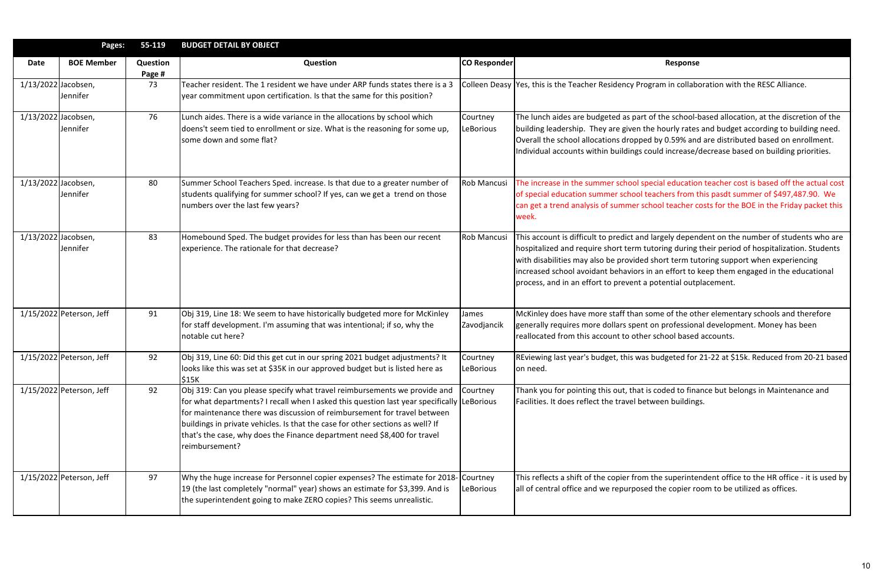| Pages: | 55-119 | BUDGET DETAIL BY OBJECT | | | |
|---|---|---|---|---|---|
| **Date** | **BOE Member** | **Question Page #** | **Question** | **CO Responder** | **Response** |
| 1/13/2022 | Jacobsen, Jennifer | 73 | Teacher resident. The 1 resident we have under ARP funds states there is a 3 year commitment upon certification. Is that the same for this position? | Colleen Deasy | Yes, this is the Teacher Residency Program in collaboration with the RESC Alliance. |
| 1/13/2022 | Jacobsen, Jennifer | 76 | Lunch aides. There is a wide variance in the allocations by school which doens't seem tied to enrollment or size. What is the reasoning for some up, some down and some flat? | Courtney LeBorious | The lunch aides are budgeted as part of the school-based allocation, at the discretion of the building leadership. They are given the hourly rates and budget according to building need. Overall the school allocations dropped by 0.59% and are distributed based on enrollment. Individual accounts within buildings could increase/decrease based on building priorities. |
| 1/13/2022 | Jacobsen, Jennifer | 80 | Summer School Teachers Sped. increase. Is that due to a greater number of students qualifying for summer school? If yes, can we get a trend on those numbers over the last few years? | Rob Mancusi | The increase in the summer school special education teacher cost is based off the actual cost of special education summer school teachers from this pasdt summer of $497,487.90. We can get a trend analysis of summer school teacher costs for the BOE in the Friday packet this week. |
| 1/13/2022 | Jacobsen, Jennifer | 83 | Homebound Sped. The budget provides for less than has been our recent experience. The rationale for that decrease? | Rob Mancusi | This account is difficult to predict and largely dependent on the number of students who are hospitalized and require short term tutoring during their period of hospitalization. Students with disabilities may also be provided short term tutoring support when experiencing increased school avoidant behaviors in an effort to keep them engaged in the educational process, and in an effort to prevent a potential outplacement. |
| 1/15/2022 | Peterson, Jeff | 91 | Obj 319, Line 18: We seem to have historically budgeted more for McKinley for staff development. I'm assuming that was intentional; if so, why the notable cut here? | James Zavodjancik | McKinley does have more staff than some of the other elementary schools and therefore generally requires more dollars spent on professional development. Money has been reallocated from this account to other school based accounts. |
| 1/15/2022 | Peterson, Jeff | 92 | Obj 319, Line 60: Did this get cut in our spring 2021 budget adjustments? It looks like this was set at $35K in our approved budget but is listed here as $15K | Courtney LeBorious | REviewing last year's budget, this was budgeted for 21-22 at $15k. Reduced from 20-21 based on need. |
| 1/15/2022 | Peterson, Jeff | 92 | Obj 319: Can you please specify what travel reimbursements we provide and for what departments? I recall when I asked this question last year specifically for maintenance there was discussion of reimbursement for travel between buildings in private vehicles. Is that the case for other sections as well? If that's the case, why does the Finance department need $8,400 for travel reimbursement? | Courtney LeBorious | Thank you for pointing this out, that is coded to finance but belongs in Maintenance and Facilities. It does reflect the travel between buildings. |
| 1/15/2022 | Peterson, Jeff | 97 | Why the huge increase for Personnel copier expenses? The estimate for 2018-19 (the last completely "normal" year) shows an estimate for $3,399. And is the superintendent going to make ZERO copies? This seems unrealistic. | Courtney LeBorious | This reflects a shift of the copier from the superintendent office to the HR office - it is used by all of central office and we repurposed the copier room to be utilized as offices. |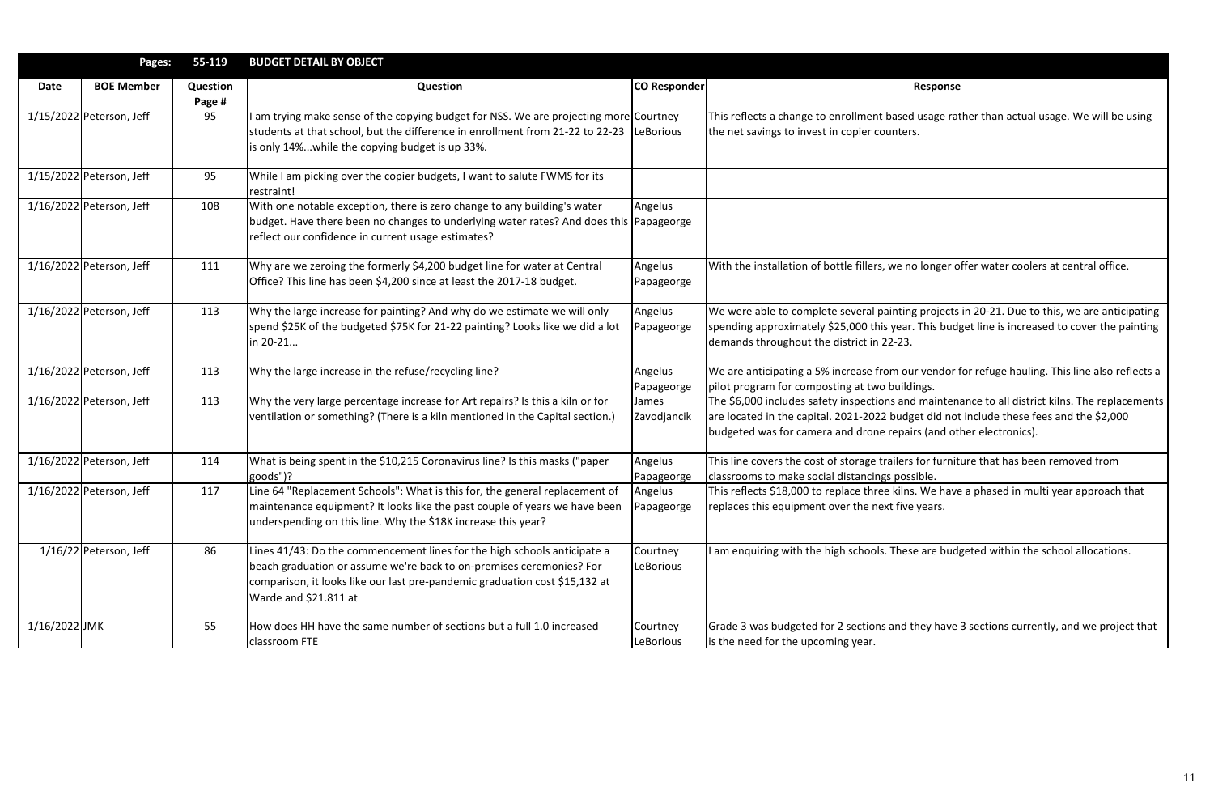| Pages: | 55-119 | BUDGET DETAIL BY OBJECT | | | |
|---|---|---|---|---|---|
| **Date** | **BOE Member** | **Question Page #** | **Question** | **CO Responder** | **Response** |
| 1/15/2022 | Peterson, Jeff | 95 | I am trying make sense of the copying budget for NSS. We are projecting more students at that school, but the difference in enrollment from 21-22 to 22-23 is only 14%...while the copying budget is up 33%. | Courtney LeBorious | This reflects a change to enrollment based usage rather than actual usage. We will be using the net savings to invest in copier counters. |
| 1/15/2022 | Peterson, Jeff | 95 | While I am picking over the copier budgets, I want to salute FWMS for its restraint! | | |
| 1/16/2022 | Peterson, Jeff | 108 | With one notable exception, there is zero change to any building's water budget. Have there been no changes to underlying water rates? And does this reflect our confidence in current usage estimates? | Angelus Papageorge | |
| 1/16/2022 | Peterson, Jeff | 111 | Why are we zeroing the formerly $4,200 budget line for water at Central Office? This line has been $4,200 since at least the 2017-18 budget. | Angelus Papageorge | With the installation of bottle fillers, we no longer offer water coolers at central office. |
| 1/16/2022 | Peterson, Jeff | 113 | Why the large increase for painting? And why do we estimate we will only spend $25K of the budgeted $75K for 21-22 painting? Looks like we did a lot in 20-21... | Angelus Papageorge | We were able to complete several painting projects in 20-21. Due to this, we are anticipating spending approximately $25,000 this year. This budget line is increased to cover the painting demands throughout the district in 22-23. |
| 1/16/2022 | Peterson, Jeff | 113 | Why the large increase in the refuse/recycling line? | Angelus Papageorge | We are anticipating a 5% increase from our vendor for refuge hauling. This line also reflects a pilot program for composting at two buildings. |
| 1/16/2022 | Peterson, Jeff | 113 | Why the very large percentage increase for Art repairs? Is this a kiln or for ventilation or something? (There is a kiln mentioned in the Capital section.) | James Zavodjancik | The $6,000 includes safety inspections and maintenance to all district kilns. The replacements are located in the capital. 2021-2022 budget did not include these fees and the $2,000 budgeted was for camera and drone repairs (and other electronics). |
| 1/16/2022 | Peterson, Jeff | 114 | What is being spent in the $10,215 Coronavirus line? Is this masks ("paper goods")? | Angelus Papageorge | This line covers the cost of storage trailers for furniture that has been removed from classrooms to make social distancings possible. |
| 1/16/2022 | Peterson, Jeff | 117 | Line 64 "Replacement Schools": What is this for, the general replacement of maintenance equipment? It looks like the past couple of years we have been underspending on this line. Why the $18K increase this year? | Angelus Papageorge | This reflects $18,000 to replace three kilns. We have a phased in multi year approach that replaces this equipment over the next five years. |
| 1/16/22 | Peterson, Jeff | 86 | Lines 41/43: Do the commencement lines for the high schools anticipate a beach graduation or assume we're back to on-premises ceremonies? For comparison, it looks like our last pre-pandemic graduation cost $15,132 at Warde and $21.811 at | Courtney LeBorious | I am enquiring with the high schools. These are budgeted within the school allocations. |
| 1/16/2022 | JMK | 55 | How does HH have the same number of sections but a full 1.0 increased classroom FTE | Courtney LeBorious | Grade 3 was budgeted for 2 sections and they have 3 sections currently, and we project that is the need for the upcoming year. |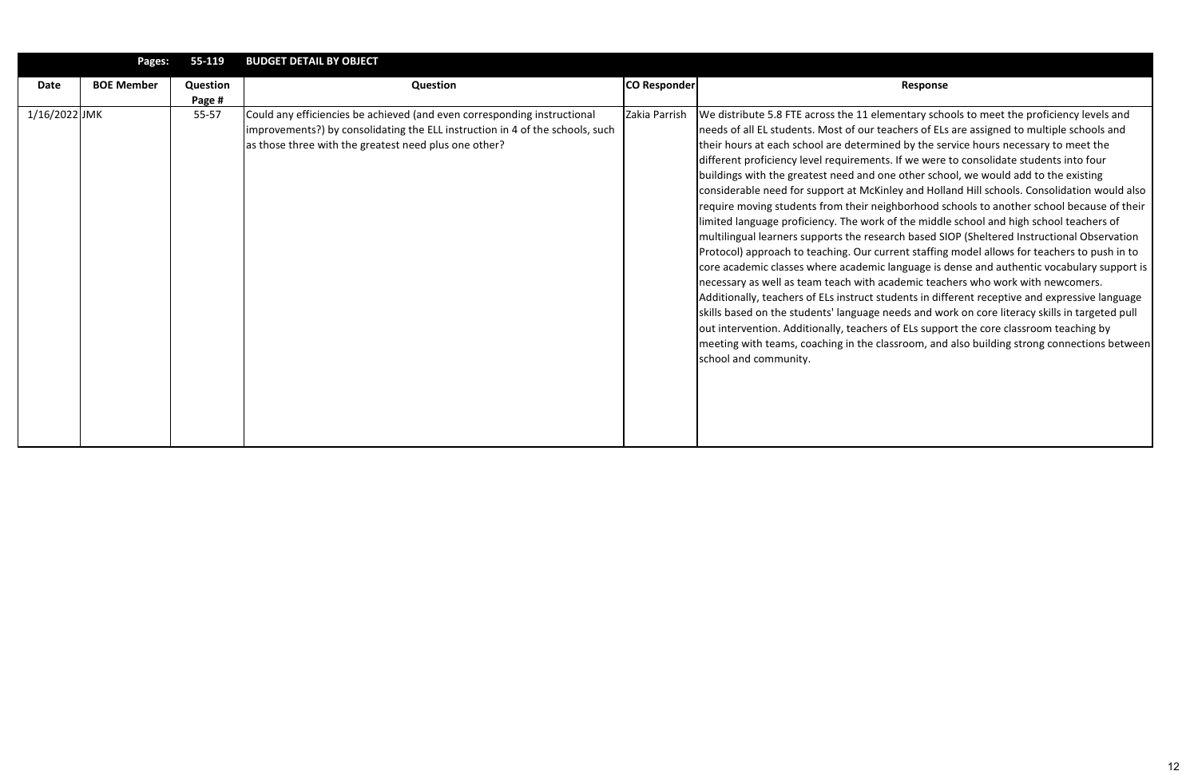| Pages: | 55-119 | BUDGET DETAIL BY OBJECT | | | |
|---|---|---|---|---|---|
| **Date** | **BOE Member** | **Question Page #** | **Question** | **CO Responder** | **Response** |
| 1/16/2022 | JMK | 55-57 | Could any efficiencies be achieved (and even corresponding instructional improvements?) by consolidating the ELL instruction in 4 of the schools, such as those three with the greatest need plus one other? | Zakia Parrish | We distribute 5.8 FTE across the 11 elementary schools to meet the proficiency levels and needs of all EL students. Most of our teachers of ELs are assigned to multiple schools and their hours at each school are determined by the service hours necessary to meet the different proficiency level requirements. If we were to consolidate students into four buildings with the greatest need and one other school, we would add to the existing considerable need for support at McKinley and Holland Hill schools. Consolidation would also require moving students from their neighborhood schools to another school because of their limited language proficiency. The work of the middle school and high school teachers of multilingual learners supports the research based SIOP (Sheltered Instructional Observation Protocol) approach to teaching. Our current staffing model allows for teachers to push in to core academic classes where academic language is dense and authentic vocabulary support is necessary as well as team teach with academic teachers who work with newcomers. Additionally, teachers of ELs instruct students in different receptive and expressive language skills based on the students' language needs and work on core literacy skills in targeted pull out intervention. Additionally, teachers of ELs support the core classroom teaching by meeting with teams, coaching in the classroom, and also building strong connections between school and community. |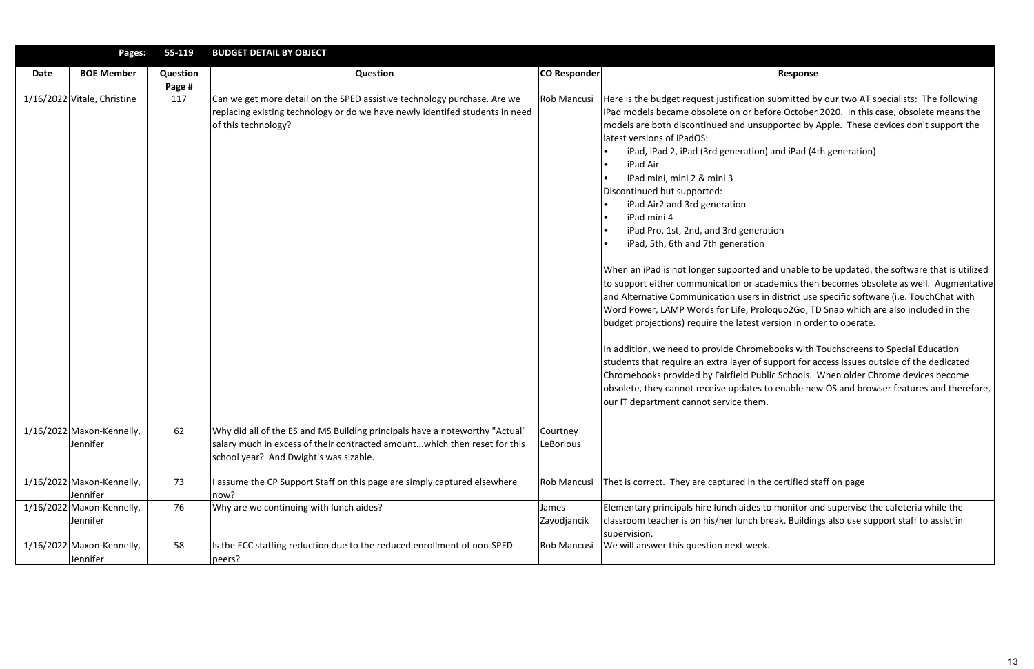| Pages: | 55-119 | BUDGET DETAIL BY OBJECT | | |
|---|---|---|---|---|

| Date | BOE Member | Question Page # | Question | CO Responder | Response |
|---|---|---|---|---|---|
| 1/16/2022 | Vitale, Christine | 117 | Can we get more detail on the SPED assistive technology purchase. Are we replacing existing technology or do we have newly identifed students in need of this technology? | Rob Mancusi | Here is the budget request justification submitted by our two AT specialists: The following iPad models became obsolete on or before October 2020. In this case, obsolete means the models are both discontinued and unsupported by Apple. These devices don't support the latest versions of iPadOS:<br>• iPad, iPad 2, iPad (3rd generation) and iPad (4th generation)<br>• iPad Air<br>• iPad mini, mini 2 & mini 3<br>Discontinued but supported:<br>• iPad Air2 and 3rd generation<br>• iPad mini 4<br>• iPad Pro, 1st, 2nd, and 3rd generation<br>• iPad, 5th, 6th and 7th generation<br><br>When an iPad is not longer supported and unable to be updated, the software that is utilized to support either communication or academics then becomes obsolete as well. Augmentative and Alternative Communication users in district use specific software (i.e. TouchChat with Word Power, LAMP Words for Life, Proloquo2Go, TD Snap which are also included in the budget projections) require the latest version in order to operate.<br><br>In addition, we need to provide Chromebooks with Touchscreens to Special Education students that require an extra layer of support for access issues outside of the dedicated Chromebooks provided by Fairfield Public Schools. When older Chrome devices become obsolete, they cannot receive updates to enable new OS and browser features and therefore, our IT department cannot service them. |
| 1/16/2022 | Maxon-Kennelly, Jennifer | 62 | Why did all of the ES and MS Building principals have a noteworthy "Actual" salary much in excess of their contracted amount...which then reset for this school year? And Dwight's was sizable. | Courtney LeBorious | |
| 1/16/2022 | Maxon-Kennelly, Jennifer | 73 | I assume the CP Support Staff on this page are simply captured elsewhere now? | Rob Mancusi | Thet is correct. They are captured in the certified staff on page |
| 1/16/2022 | Maxon-Kennelly, Jennifer | 76 | Why are we continuing with lunch aides? | James Zavodjancik | Elementary principals hire lunch aides to monitor and supervise the cafeteria while the classroom teacher is on his/her lunch break. Buildings also use support staff to assist in supervision. |
| 1/16/2022 | Maxon-Kennelly, Jennifer | 58 | Is the ECC staffing reduction due to the reduced enrollment of non-SPED peers? | Rob Mancusi | We will answer this question next week. |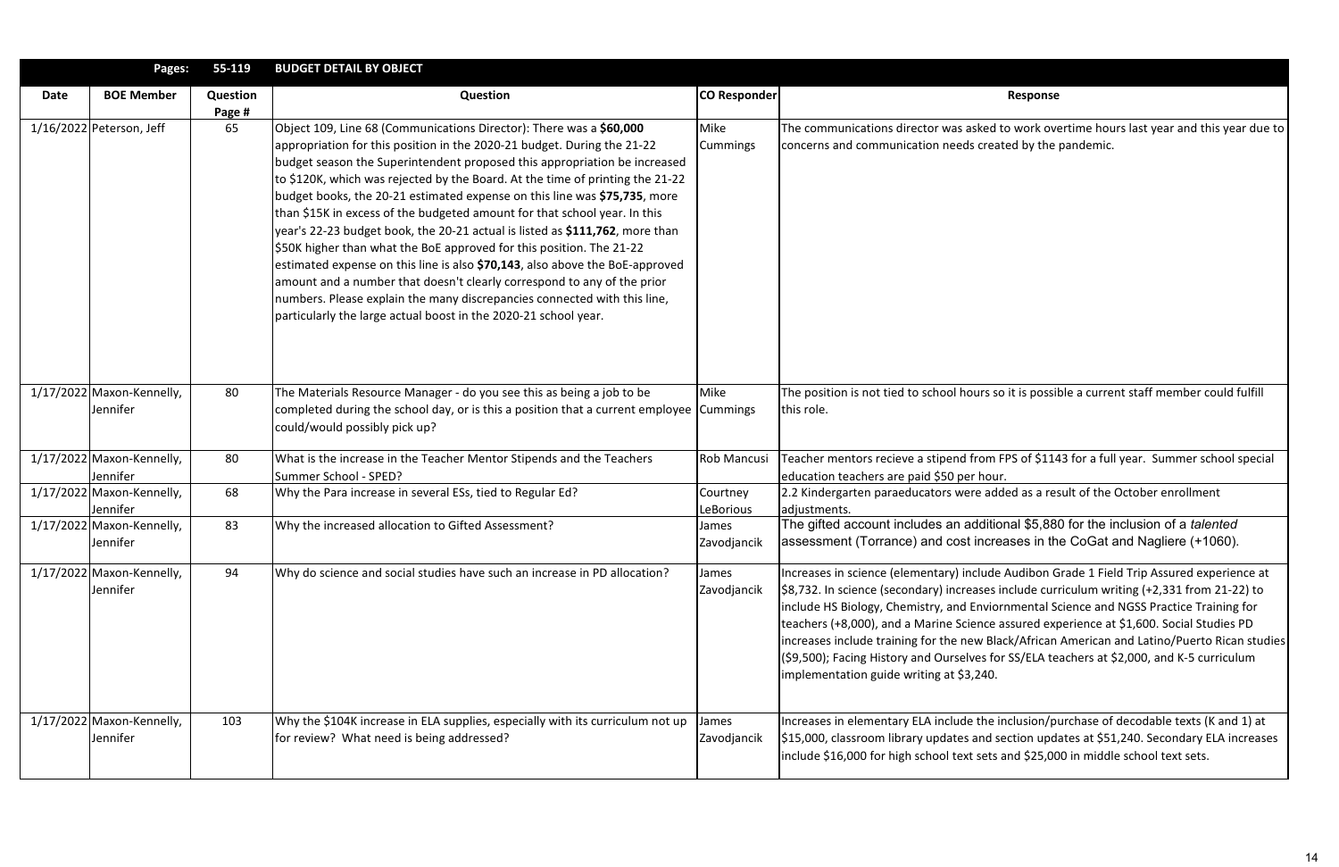| Pages: | 55-119 | BUDGET DETAIL BY OBJECT | | |
|---|---|---|---|---|
| **Date** | **BOE Member** | **Question Page #** | **Question** | **CO Responder** | **Response** |

| Date | BOE Member | Question Page # | Question | CO Responder | Response |
|---|---|---|---|---|---|
| 1/16/2022 | Peterson, Jeff | 65 | Object 109, Line 68 (Communications Director): There was a **$60,000** appropriation for this position in the 2020-21 budget. During the 21-22 budget season the Superintendent proposed this appropriation be increased to $120K, which was rejected by the Board. At the time of printing the 21-22 budget books, the 20-21 estimated expense on this line was **$75,735**, more than $15K in excess of the budgeted amount for that school year. In this year's 22-23 budget book, the 20-21 actual is listed as **$111,762**, more than $50K higher than what the BoE approved for this position. The 21-22 estimated expense on this line is also **$70,143**, also above the BoE-approved amount and a number that doesn't clearly correspond to any of the prior numbers. Please explain the many discrepancies connected with this line, particularly the large actual boost in the 2020-21 school year. | Mike Cummings | The communications director was asked to work overtime hours last year and this year due to concerns and communication needs created by the pandemic. |
| 1/17/2022 | Maxon-Kennelly, Jennifer | 80 | The Materials Resource Manager - do you see this as being a job to be completed during the school day, or is this a position that a current employee could/would possibly pick up? | Mike Cummings | The position is not tied to school hours so it is possible a current staff member could fulfill this role. |
| 1/17/2022 | Maxon-Kennelly, Jennifer | 80 | What is the increase in the Teacher Mentor Stipends and the Teachers Summer School - SPED? | Rob Mancusi | Teacher mentors recieve a stipend from FPS of $1143 for a full year. Summer school special education teachers are paid $50 per hour. |
| 1/17/2022 | Maxon-Kennelly, Jennifer | 68 | Why the Para increase in several ESs, tied to Regular Ed? | Courtney LeBorious | 2.2 Kindergarten paraeducators were added as a result of the October enrollment adjustments. |
| 1/17/2022 | Maxon-Kennelly, Jennifer | 83 | Why the increased allocation to Gifted Assessment? | James Zavodjancik | The gifted account includes an additional $5,880 for the inclusion of a *talented* assessment (Torrance) and cost increases in the CoGat and Nagliere (+1060). |
| 1/17/2022 | Maxon-Kennelly, Jennifer | 94 | Why do science and social studies have such an increase in PD allocation? | James Zavodjancik | Increases in science (elementary) include Audibon Grade 1 Field Trip Assured experience at $8,732. In science (secondary) increases include curriculum writing (+2,331 from 21-22) to include HS Biology, Chemistry, and Enviornmental Science and NGSS Practice Training for teachers (+8,000), and a Marine Science assured experience at $1,600. Social Studies PD increases include training for the new Black/African American and Latino/Puerto Rican studies ($9,500); Facing History and Ourselves for SS/ELA teachers at $2,000, and K-5 curriculum implementation guide writing at $3,240. |
| 1/17/2022 | Maxon-Kennelly, Jennifer | 103 | Why the $104K increase in ELA supplies, especially with its curriculum not up for review? What need is being addressed? | James Zavodjancik | Increases in elementary ELA include the inclusion/purchase of decodable texts (K and 1) at $15,000, classroom library updates and section updates at $51,240. Secondary ELA increases include $16,000 for high school text sets and $25,000 in middle school text sets. |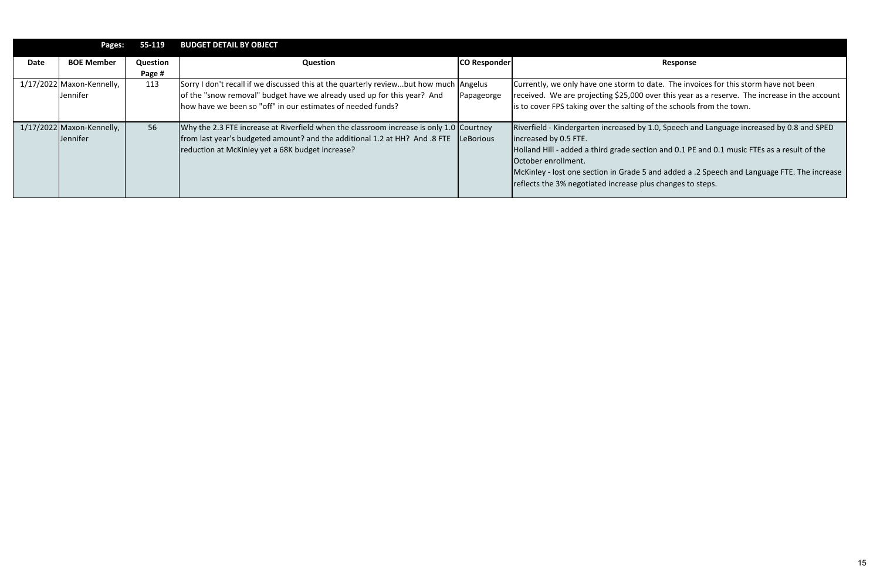| Pages: | 55-119 | BUDGET DETAIL BY OBJECT | | |
|---|---|---|---|---|

| Date | BOE Member | Question Page # | Question | CO Responder | Response |
|---|---|---|---|---|---|
| 1/17/2022 | Maxon-Kennelly, Jennifer | 113 | Sorry I don't recall if we discussed this at the quarterly review...but how much of the "snow removal" budget have we already used up for this year? And how have we been so "off" in our estimates of needed funds? | Angelus Papageorge | Currently, we only have one storm to date. The invoices for this storm have not been received. We are projecting $25,000 over this year as a reserve. The increase in the account is to cover FPS taking over the salting of the schools from the town. |
| 1/17/2022 | Maxon-Kennelly, Jennifer | 56 | Why the 2.3 FTE increase at Riverfield when the classroom increase is only 1.0 from last year's budgeted amount? and the additional 1.2 at HH? And .8 FTE reduction at McKinley yet a 68K budget increase? | Courtney LeBorious | Riverfield - Kindergarten increased by 1.0, Speech and Language increased by 0.8 and SPED increased by 0.5 FTE.<br>Holland Hill - added a third grade section and 0.1 PE and 0.1 music FTEs as a result of the October enrollment.<br>McKinley - lost one section in Grade 5 and added a .2 Speech and Language FTE. The increase reflects the 3% negotiated increase plus changes to steps. |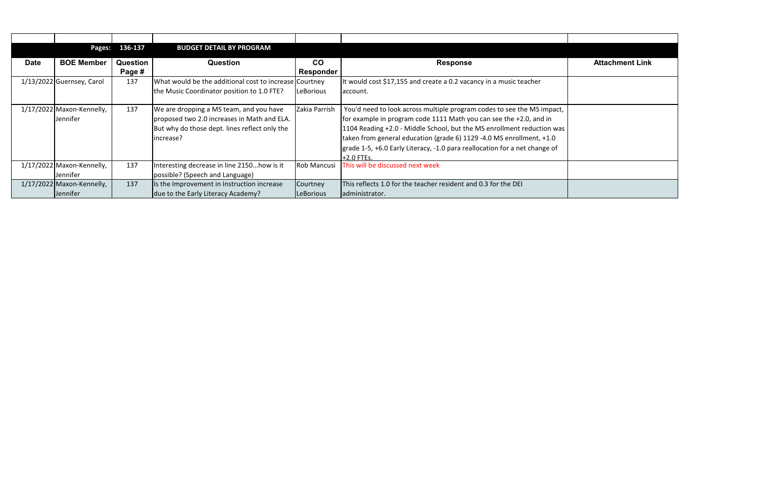| | Pages: | 136-137 | BUDGET DETAIL BY PROGRAM | | | |
|---|---|---|---|---|---|---|
| **Date** | **BOE Member** | **Question Page #** | **Question** | **CO Responder** | **Response** | **Attachment Link** |
| 1/13/2022 | Guernsey, Carol | 137 | What would be the additional cost to increase the Music Coordinator position to 1.0 FTE? | Courtney LeBorious | It would cost $17,155 and create a 0.2 vacancy in a music teacher account. | |
| 1/17/2022 | Maxon-Kennelly, Jennifer | 137 | We are dropping a MS team, and you have proposed two 2.0 increases in Math and ELA. But why do those dept. lines reflect only the increase? | Zakia Parrish | You'd need to look across multiple program codes to see the MS impact, for example in program code 1111 Math you can see the +2.0, and in 1104 Reading +2.0 - Middle School, but the MS enrollment reduction was taken from general education (grade 6) 1129 -4.0 MS enrollment, +1.0 grade 1-5, +6.0 Early Literacy, -1.0 para reallocation for a net change of +2.0 FTEs. | |
| 1/17/2022 | Maxon-Kennelly, Jennifer | 137 | Interesting decrease in line 2150...how is it possible? (Speech and Language) | Rob Mancusi | This will be discussed next week | |
| 1/17/2022 | Maxon-Kennelly, Jennifer | 137 | Is the Improvement in Instruction increase due to the Early Literacy Academy? | Courtney LeBorious | This reflects 1.0 for the teacher resident and 0.3 for the DEI administrator. | |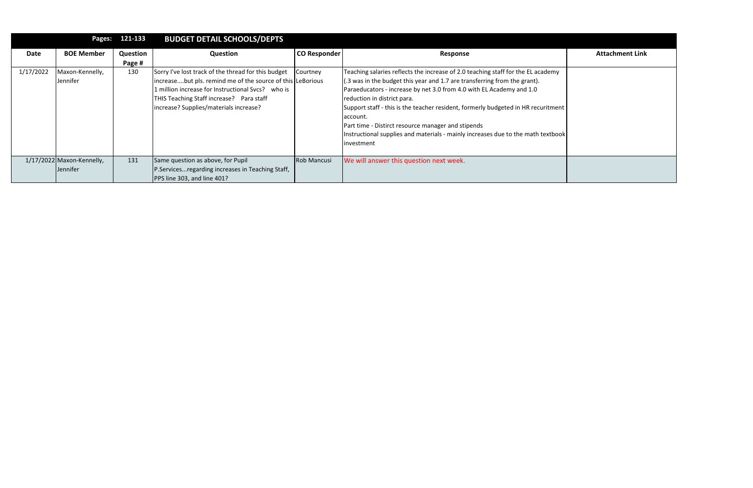| Pages: 121-133 | | | BUDGET DETAIL SCHOOLS/DEPTS | | | |
|---|---|---|---|---|---|---|
| **Date** | **BOE Member** | **Question Page #** | **Question** | **CO Responder** | **Response** | **Attachment Link** |
| 1/17/2022 | Maxon-Kennelly, Jennifer | 130 | Sorry I've lost track of the thread for this budget increase....but pls. remind me of the source of this 1 million increase for Instructional Svcs? who is THIS Teaching Staff increase? Para staff increase? Supplies/materials increase? | Courtney LeBorious | Teaching salaries reflects the increase of 2.0 teaching staff for the EL academy (.3 was in the budget this year and 1.7 are transferring from the grant).<br>Paraeducators - increase by net 3.0 from 4.0 with EL Academy and 1.0 reduction in district para.<br>Support staff - this is the teacher resident, formerly budgeted in HR recuritment account.<br>Part time - Distirct resource manager and stipends<br>Instructional supplies and materials - mainly increases due to the math textbook investment | |
| 1/17/2022 | Maxon-Kennelly, Jennifer | 131 | Same question as above, for Pupil P.Services...regarding increases in Teaching Staff, PPS line 303, and line 401? | Rob Mancusi | We will answer this question next week. | |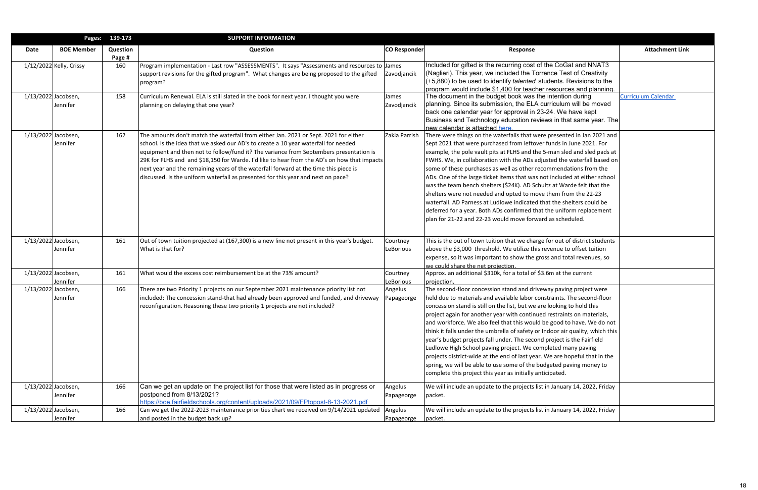| Date | BOE Member | Question Page # | Question | CO Responder | Response | Attachment Link |
|---|---|---|---|---|---|---|
| | Pages: | 139-173 | SUPPORT INFORMATION | | | |
| 1/12/2022 | Kelly, Crissy | 160 | Program implementation - Last row "ASSESSMENTS". It says "Assessments and resources to support revisions for the gifted program". What changes are being proposed to the gifted program? | James Zavodjancik | Included for gifted is the recurring cost of the CoGat and NNAT3 (Naglieri). This year, we included the Torrence Test of Creativity (+5,880) to be used to identify *talented* students. Revisions to the program would include $1,400 for teacher resources and planning. | |
| 1/13/2022 | Jacobsen, Jennifer | 158 | Curriculum Renewal. ELA is still slated in the book for next year. I thought you were planning on delaying that one year? | James Zavodjancik | The document in the budget book was the intention during planning. Since its submission, the ELA curriculum will be moved back one calendar year for approval in 23-24. We have kept Business and Technology education reviews in that same year. The new calendar is attached here. | Curriculum Calendar |
| 1/13/2022 | Jacobsen, Jennifer | 162 | The amounts don't match the waterfall from either Jan. 2021 or Sept. 2021 for either school. Is the idea that we asked our AD's to create a 10 year waterfall for needed equipment and then not to follow/fund it? The variance from Septembers presentation is 29K for FLHS and and $18,150 for Warde. I'd like to hear from the AD's on how that impacts next year and the remaining years of the waterfall forward at the time this piece is discussed. Is the uniform waterfall as presented for this year and next on pace? | Zakia Parrish | There were things on the waterfalls that were presented in Jan 2021 and Sept 2021 that were purchased from leftover funds in June 2021. For example, the pole vault pits at FLHS and the 5-man sled and sled pads at FWHS. We, in collaboration with the ADs adjusted the waterfall based on some of these purchases as well as other recommendations from the ADs. One of the large ticket items that was not included at either school was the team bench shelters ($24K). AD Schultz at Warde felt that the shelters were not needed and opted to move them from the 22-23 waterfall. AD Parness at Ludlowe indicated that the shelters could be deferred for a year. Both ADs confirmed that the uniform replacement plan for 21-22 and 22-23 would move forward as scheduled. | |
| 1/13/2022 | Jacobsen, Jennifer | 161 | Out of town tuition projected at (167,300) is a new line not present in this year's budget. What is that for? | Courtney LeBorious | This is the out of town tuition that we charge for out of district students above the $3,000 threshold. We utilize this revenue to offset tuition expense, so it was important to show the gross and total revenues, so we could share the net projection. | |
| 1/13/2022 | Jacobsen, Jennifer | 161 | What would the excess cost reimbursement be at the 73% amount? | Courtney LeBorious | Approx. an additional $310k, for a total of $3.6m at the current projection. | |
| 1/13/2022 | Jacobsen, Jennifer | 166 | There are two Priority 1 projects on our September 2021 maintenance priority list not included: The concession stand-that had already been approved and funded, and driveway reconfiguration. Reasoning these two priority 1 projects are not included? | Angelus Papageorge | The second-floor concession stand and driveway paving project were held due to materials and available labor constraints. The second-floor concession stand is still on the list, but we are looking to hold this project again for another year with continued restraints on materials, and workforce. We also feel that this would be good to have. We do not think it falls under the umbrella of safety or Indoor air quality, which this year's budget projects fall under. The second project is the Fairfield Ludlowe High School paving project. We completed many paving projects district-wide at the end of last year. We are hopeful that in the spring, we will be able to use some of the budgeted paving money to complete this project this year as initially anticipated. | |
| 1/13/2022 | Jacobsen, Jennifer | 166 | Can we get an update on the project list for those that were listed as in progress or postponed from 8/13/2021? https://boe.fairfieldschools.org/content/uploads/2021/09/FPtopost-8-13-2021.pdf | Angelus Papageorge | We will include an update to the projects list in January 14, 2022, Friday packet. | |
| 1/13/2022 | Jacobsen, Jennifer | 166 | Can we get the 2022-2023 maintenance priorities chart we received on 9/14/2021 updated and posted in the budget back up? | Angelus Papageorge | We will include an update to the projects list in January 14, 2022, Friday packet. | |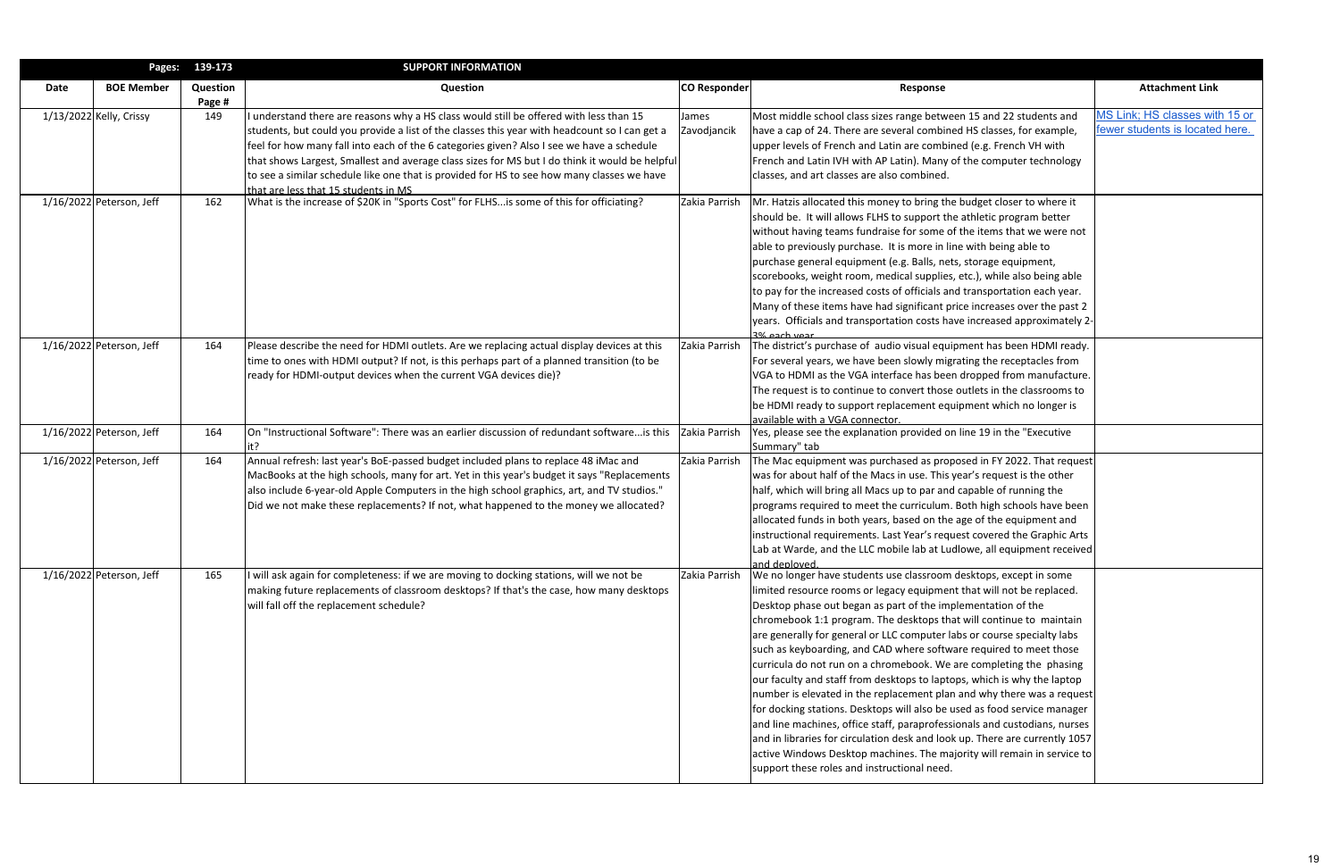| Pages: | 139-173 | | SUPPORT INFORMATION | | | |
|---|---|---|---|---|---|---|
| **Date** | **BOE Member** | **Question Page #** | **Question** | **CO Responder** | **Response** | **Attachment Link** |
| 1/13/2022 | Kelly, Crissy | 149 | I understand there are reasons why a HS class would still be offered with less than 15 students, but could you provide a list of the classes this year with headcount so I can get a feel for how many fall into each of the 6 categories given? Also I see we have a schedule that shows Largest, Smallest and average class sizes for MS but I do think it would be helpful to see a similar schedule like one that is provided for HS to see how many classes we have that are less that 15 students in MS | James Zavodjancik | Most middle school class sizes range between 15 and 22 students and have a cap of 24. There are several combined HS classes, for example, upper levels of French and Latin are combined (e.g. French VH with French and Latin IVH with AP Latin). Many of the computer technology classes, and art classes are also combined. | MS Link; HS classes with 15 or fewer students is located here. |
| 1/16/2022 | Peterson, Jeff | 162 | What is the increase of $20K in "Sports Cost" for FLHS...is some of this for officiating? | Zakia Parrish | Mr. Hatzis allocated this money to bring the budget closer to where it should be. It will allows FLHS to support the athletic program better without having teams fundraise for some of the items that we were not able to previously purchase. It is more in line with being able to purchase general equipment (e.g. Balls, nets, storage equipment, scorebooks, weight room, medical supplies, etc.), while also being able to pay for the increased costs of officials and transportation each year. Many of these items have had significant price increases over the past 2 years. Officials and transportation costs have increased approximately 2-3% each year. | |
| 1/16/2022 | Peterson, Jeff | 164 | Please describe the need for HDMI outlets. Are we replacing actual display devices at this time to ones with HDMI output? If not, is this perhaps part of a planned transition (to be ready for HDMI-output devices when the current VGA devices die)? | Zakia Parrish | The district's purchase of audio visual equipment has been HDMI ready. For several years, we have been slowly migrating the receptacles from VGA to HDMI as the VGA interface has been dropped from manufacture. The request is to continue to convert those outlets in the classrooms to be HDMI ready to support replacement equipment which no longer is available with a VGA connector. | |
| 1/16/2022 | Peterson, Jeff | 164 | On "Instructional Software": There was an earlier discussion of redundant software...is this it? | Zakia Parrish | Yes, please see the explanation provided on line 19 in the "Executive Summary" tab | |
| 1/16/2022 | Peterson, Jeff | 164 | Annual refresh: last year's BoE-passed budget included plans to replace 48 iMac and MacBooks at the high schools, many for art. Yet in this year's budget it says "Replacements also include 6-year-old Apple Computers in the high school graphics, art, and TV studios." Did we not make these replacements? If not, what happened to the money we allocated? | Zakia Parrish | The Mac equipment was purchased as proposed in FY 2022. That request was for about half of the Macs in use. This year's request is the other half, which will bring all Macs up to par and capable of running the programs required to meet the curriculum. Both high schools have been allocated funds in both years, based on the age of the equipment and instructional requirements. Last Year's request covered the Graphic Arts Lab at Warde, and the LLC mobile lab at Ludlowe, all equipment received and deployed. | |
| 1/16/2022 | Peterson, Jeff | 165 | I will ask again for completeness: if we are moving to docking stations, will we not be making future replacements of classroom desktops? If that's the case, how many desktops will fall off the replacement schedule? | Zakia Parrish | We no longer have students use classroom desktops, except in some limited resource rooms or legacy equipment that will not be replaced. Desktop phase out began as part of the implementation of the chromebook 1:1 program. The desktops that will continue to maintain are generally for general or LLC computer labs or course specialty labs such as keyboarding, and CAD where software required to meet those curricula do not run on a chromebook. We are completing the phasing our faculty and staff from desktops to laptops, which is why the laptop number is elevated in the replacement plan and why there was a request for docking stations. Desktops will also be used as food service manager and line machines, office staff, paraprofessionals and custodians, nurses and in libraries for circulation desk and look up. There are currently 1057 active Windows Desktop machines. The majority will remain in service to support these roles and instructional need. | |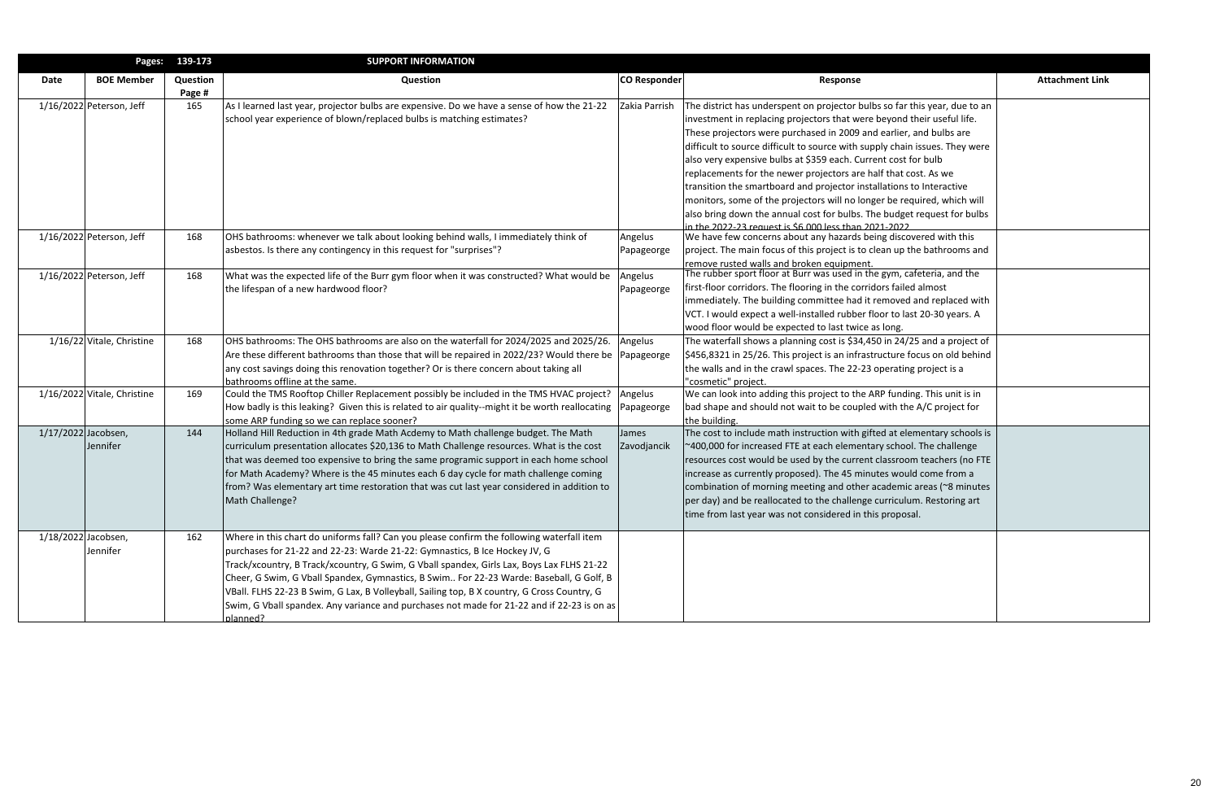| Pages: | 139-173 | | SUPPORT INFORMATION | | | |
|---|---|---|---|---|---|---|
| **Date** | **BOE Member** | **Question Page #** | **Question** | **CO Responder** | **Response** | **Attachment Link** |
| 1/16/2022 | Peterson, Jeff | 165 | As I learned last year, projector bulbs are expensive. Do we have a sense of how the 21-22 school year experience of blown/replaced bulbs is matching estimates? | Zakia Parrish | The district has underspent on projector bulbs so far this year, due to an investment in replacing projectors that were beyond their useful life. These projectors were purchased in 2009 and earlier, and bulbs are difficult to source difficult to source with supply chain issues. They were also very expensive bulbs at $359 each. Current cost for bulb replacements for the newer projectors are half that cost. As we transition the smartboard and projector installations to Interactive monitors, some of the projectors will no longer be required, which will also bring down the annual cost for bulbs. The budget request for bulbs in the 2022-23 request is $6,000 less than 2021-2022. | |
| 1/16/2022 | Peterson, Jeff | 168 | OHS bathrooms: whenever we talk about looking behind walls, I immediately think of asbestos. Is there any contingency in this request for "surprises"? | Angelus Papageorge | We have few concerns about any hazards being discovered with this project. The main focus of this project is to clean up the bathrooms and remove rusted walls and broken equipment. | |
| 1/16/2022 | Peterson, Jeff | 168 | What was the expected life of the Burr gym floor when it was constructed? What would be the lifespan of a new hardwood floor? | Angelus Papageorge | The rubber sport floor at Burr was used in the gym, cafeteria, and the first-floor corridors. The flooring in the corridors failed almost immediately. The building committee had it removed and replaced with VCT. I would expect a well-installed rubber floor to last 20-30 years. A wood floor would be expected to last twice as long. | |
| 1/16/22 | Vitale, Christine | 168 | OHS bathrooms: The OHS bathrooms are also on the waterfall for 2024/2025 and 2025/26. Are these different bathrooms than those that will be repaired in 2022/23? Would there be any cost savings doing this renovation together? Or is there concern about taking all bathrooms offline at the same. | Angelus Papageorge | The waterfall shows a planning cost is $34,450 in 24/25 and a project of $456,8321 in 25/26. This project is an infrastructure focus on old behind the walls and in the crawl spaces. The 22-23 operating project is a "cosmetic" project. | |
| 1/16/2022 | Vitale, Christine | 169 | Could the TMS Rooftop Chiller Replacement possibly be included in the TMS HVAC project? How badly is this leaking? Given this is related to air quality--might it be worth reallocating some ARP funding so we can replace sooner? | Angelus Papageorge | We can look into adding this project to the ARP funding. This unit is in bad shape and should not wait to be coupled with the A/C project for the building. | |
| 1/17/2022 | Jacobsen, Jennifer | 144 | Holland Hill Reduction in 4th grade Math Acdemy to Math challenge budget. The Math curriculum presentation allocates $20,136 to Math Challenge resources. What is the cost that was deemed too expensive to bring the same programic support in each home school for Math Academy? Where is the 45 minutes each 6 day cycle for math challenge coming from? Was elementary art time restoration that was cut last year considered in addition to Math Challenge? | James Zavodjancik | The cost to include math instruction with gifted at elementary schools is ~400,000 for increased FTE at each elementary school. The challenge resources cost would be used by the current classroom teachers (no FTE increase as currently proposed). The 45 minutes would come from a combination of morning meeting and other academic areas (~8 minutes per day) and be reallocated to the challenge curriculum. Restoring art time from last year was not considered in this proposal. | |
| 1/18/2022 | Jacobsen, Jennifer | 162 | Where in this chart do uniforms fall? Can you please confirm the following waterfall item purchases for 21-22 and 22-23: Warde 21-22: Gymnastics, B Ice Hockey JV, G Track/xcountry, B Track/xcountry, G Swim, G Vball spandex, Girls Lax, Boys Lax FLHS 21-22 Cheer, G Swim, G Vball Spandex, Gymnastics, B Swim.. For 22-23 Warde: Baseball, G Golf, B VBall. FLHS 22-23 B Swim, G Lax, B Volleyball, Sailing top, B X country, G Cross Country, G Swim, G Vball spandex. Any variance and purchases not made for 21-22 and if 22-23 is on as planned? | | | |